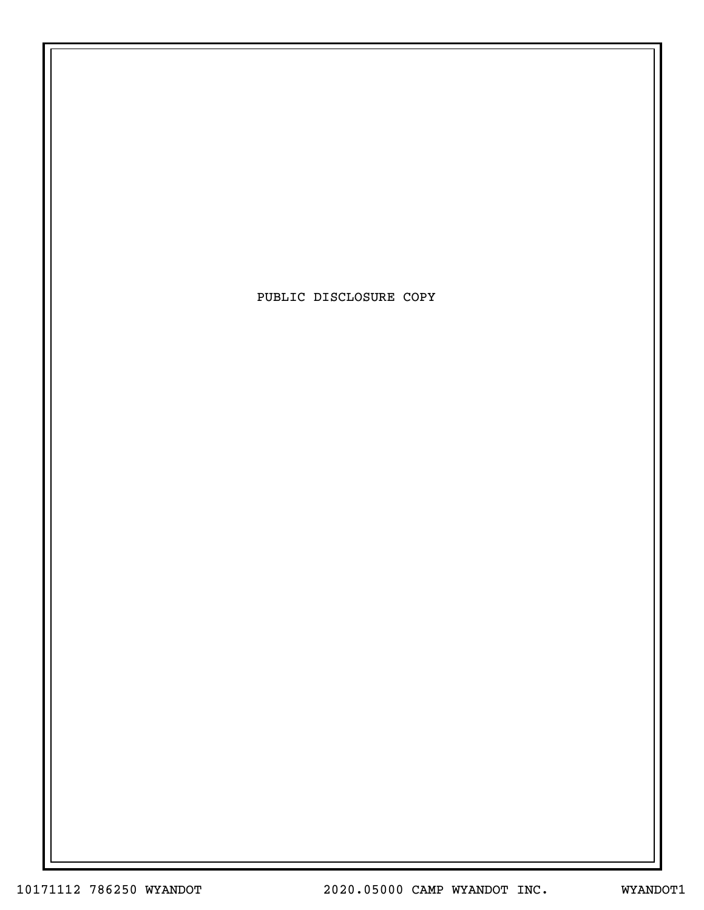PUBLIC DISCLOSURE COPY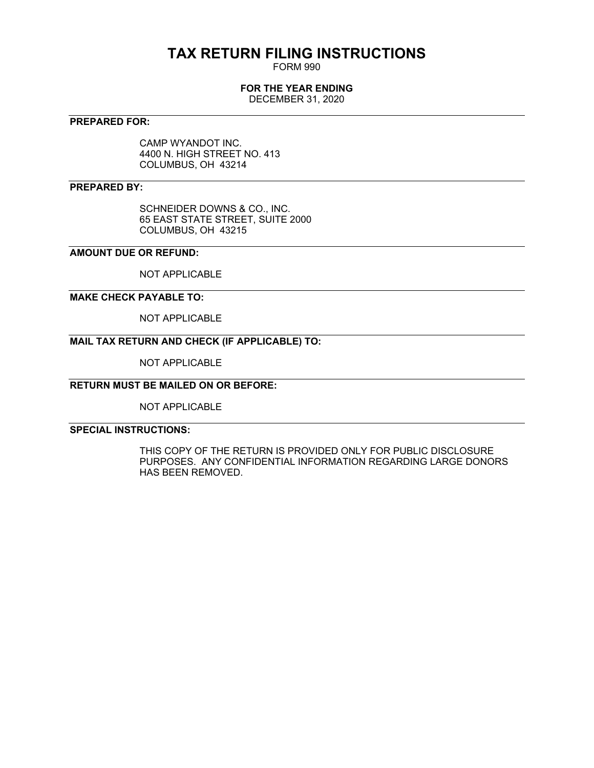# TAX RETURN FILING INSTRUCTIONS

FORM 990

**FOR THE YEAR ENDING**

DECEMBER 31, 2020

**PREPARED FOR:**

CAMP WYANDOT INC.
4400 N. HIGH STREET NO. 413
COLUMBUS, OH 43214

**PREPARED BY:**

SCHNEIDER DOWNS & CO., INC.
65 EAST STATE STREET, SUITE 2000
COLUMBUS, OH 43215

**AMOUNT DUE OR REFUND:**

NOT APPLICABLE

**MAKE CHECK PAYABLE TO:**

NOT APPLICABLE

**MAIL TAX RETURN AND CHECK (IF APPLICABLE) TO:**

NOT APPLICABLE

**RETURN MUST BE MAILED ON OR BEFORE:**

NOT APPLICABLE

**SPECIAL INSTRUCTIONS:**

THIS COPY OF THE RETURN IS PROVIDED ONLY FOR PUBLIC DISCLOSURE PURPOSES. ANY CONFIDENTIAL INFORMATION REGARDING LARGE DONORS HAS BEEN REMOVED.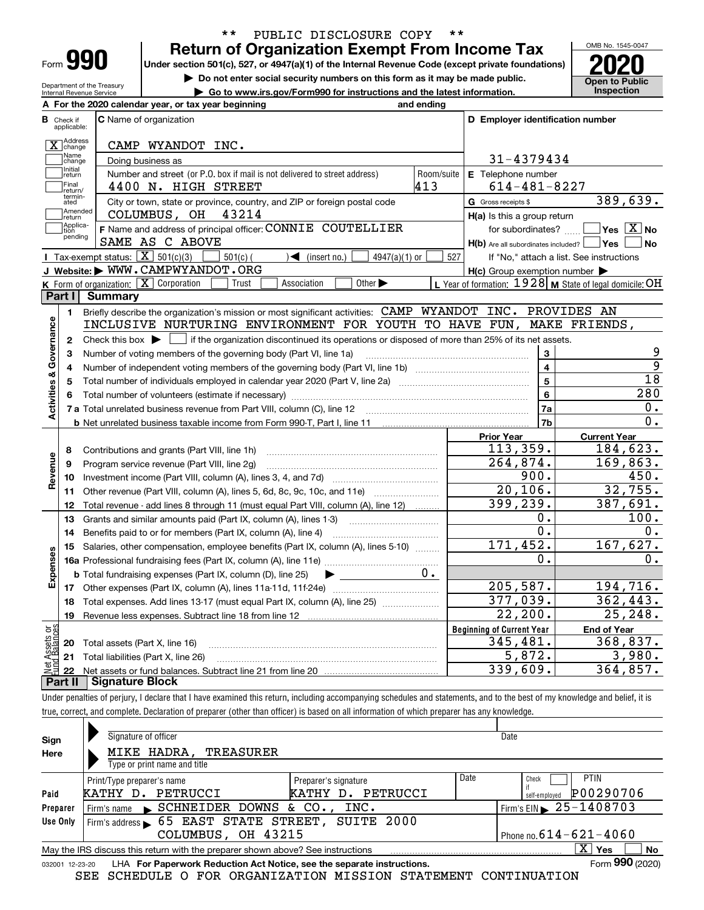\*\* PUBLIC DISCLOSURE COPY \*\*

# Form 990 — Return of Organization Exempt From Income Tax

Under section 501(c), 527, or 4947(a)(1) of the Internal Revenue Code (except private foundations)

▶ Do not enter social security numbers on this form as it may be made public.

▶ Go to www.irs.gov/Form990 for instructions and the latest information.

Department of the Treasury
Internal Revenue Service

OMB No. 1545-0047

**2020**

**Open to Public Inspection**

**A** For the 2020 calendar year, or tax year beginning and ending

**B** Check if applicable: [X] Address change; [ ] Name change; [ ] Initial return; [ ] Final return/terminated; [ ] Amended return; [ ] Application pending

**C** Name of organization: CAMP WYANDOT INC.

Doing business as

Number and street (or P.O. box if mail is not delivered to street address): 4400 N. HIGH STREET — Room/suite: 413

City or town, state or province, country, and ZIP or foreign postal code: COLUMBUS, OH 43214

**D** Employer identification number: 31-4379434

**E** Telephone number: 614-481-8227

**G** Gross receipts $ 389,639.

**F** Name and address of principal officer: CONNIE COUTELLIER, SAME AS C ABOVE

**H(a)** Is this a group return for subordinates? [ ] Yes [X] No

**H(b)** Are all subordinates included? [ ] Yes [ ] No — If "No," attach a list. See instructions

**H(c)** Group exemption number ▶

**I** Tax-exempt status: [X] 501(c)(3) [ ] 501(c) ( ) ◀ (insert no.) [ ] 4947(a)(1) or [ ] 527

**J** Website: ▶ WWW.CAMPWYANDOT.ORG

**K** Form of organization: [X] Corporation [ ] Trust [ ] Association [ ] Other ▶

**L** Year of formation: 1928 **M** State of legal domicile: OH

## Part I Summary

**Activities & Governance**

1. Briefly describe the organization's mission or most significant activities: CAMP WYANDOT INC. PROVIDES AN INCLUSIVE NURTURING ENVIRONMENT FOR YOUTH TO HAVE FUN, MAKE FRIENDS,
2. Check this box ▶ [ ] if the organization discontinued its operations or disposed of more than 25% of its net assets.

| | | | |
|---|---|---|---|
| 3 | Number of voting members of the governing body (Part VI, line 1a) | 3 | 9 |
| 4 | Number of independent voting members of the governing body (Part VI, line 1b) | 4 | 9 |
| 5 | Total number of individuals employed in calendar year 2020 (Part V, line 2a) | 5 | 18 |
| 6 | Total number of volunteers (estimate if necessary) | 6 | 280 |
| 7a | Total unrelated business revenue from Part VIII, column (C), line 12 | 7a | 0. |
| b | Net unrelated business taxable income from Form 990-T, Part I, line 11 | 7b | 0. |

| | | | Prior Year | Current Year |
|---|---|---|---|---|
| **Revenue** | 8 | Contributions and grants (Part VIII, line 1h) | 113,359. | 184,623. |
| | 9 | Program service revenue (Part VIII, line 2g) | 264,874. | 169,863. |
| | 10 | Investment income (Part VIII, column (A), lines 3, 4, and 7d) | 900. | 450. |
| | 11 | Other revenue (Part VIII, column (A), lines 5, 6d, 8c, 9c, 10c, and 11e) | 20,106. | 32,755. |
| | 12 | Total revenue - add lines 8 through 11 (must equal Part VIII, column (A), line 12) | 399,239. | 387,691. |
| **Expenses** | 13 | Grants and similar amounts paid (Part IX, column (A), lines 1-3) | 0. | 100. |
| | 14 | Benefits paid to or for members (Part IX, column (A), line 4) | 0. | 0. |
| | 15 | Salaries, other compensation, employee benefits (Part IX, column (A), lines 5-10) | 171,452. | 167,627. |
| | 16a | Professional fundraising fees (Part IX, column (A), line 11e) | 0. | 0. |
| | b | Total fundraising expenses (Part IX, column (D), line 25) ▶ 0. | | |
| | 17 | Other expenses (Part IX, column (A), lines 11a-11d, 11f-24e) | 205,587. | 194,716. |
| | 18 | Total expenses. Add lines 13-17 (must equal Part IX, column (A), line 25) | 377,039. | 362,443. |
| | 19 | Revenue less expenses. Subtract line 18 from line 12 | 22,200. | 25,248. |

| | | | Beginning of Current Year | End of Year |
|---|---|---|---|---|
| **Net Assets or Fund Balances** | 20 | Total assets (Part X, line 16) | 345,481. | 368,837. |
| | 21 | Total liabilities (Part X, line 26) | 5,872. | 3,980. |
| | 22 | Net assets or fund balances. Subtract line 21 from line 20 | 339,609. | 364,857. |

## Part II Signature Block

Under penalties of perjury, I declare that I have examined this return, including accompanying schedules and statements, and to the best of my knowledge and belief, it is true, correct, and complete. Declaration of preparer (other than officer) is based on all information of which preparer has any knowledge.

**Sign Here**

Signature of officer — Date

MIKE HADRA, TREASURER

Type or print name and title

**Paid Preparer Use Only**

| Print/Type preparer's name | Preparer's signature | Date | Check [ ] if self-employed | PTIN |
|---|---|---|---|---|
| KATHY D. PETRUCCI | KATHY D. PETRUCCI | | | P00290706 |

Firm's name ▶ SCHNEIDER DOWNS & CO., INC. — Firm's EIN ▶ 25-1408703

Firm's address ▶ 65 EAST STATE STREET, SUITE 2000, COLUMBUS, OH 43215 — Phone no. 614-621-4060

May the IRS discuss this return with the preparer shown above? See instructions [X] Yes [ ] No

032001 12-23-20 LHA For Paperwork Reduction Act Notice, see the separate instructions. Form **990** (2020)

SEE SCHEDULE O FOR ORGANIZATION MISSION STATEMENT CONTINUATION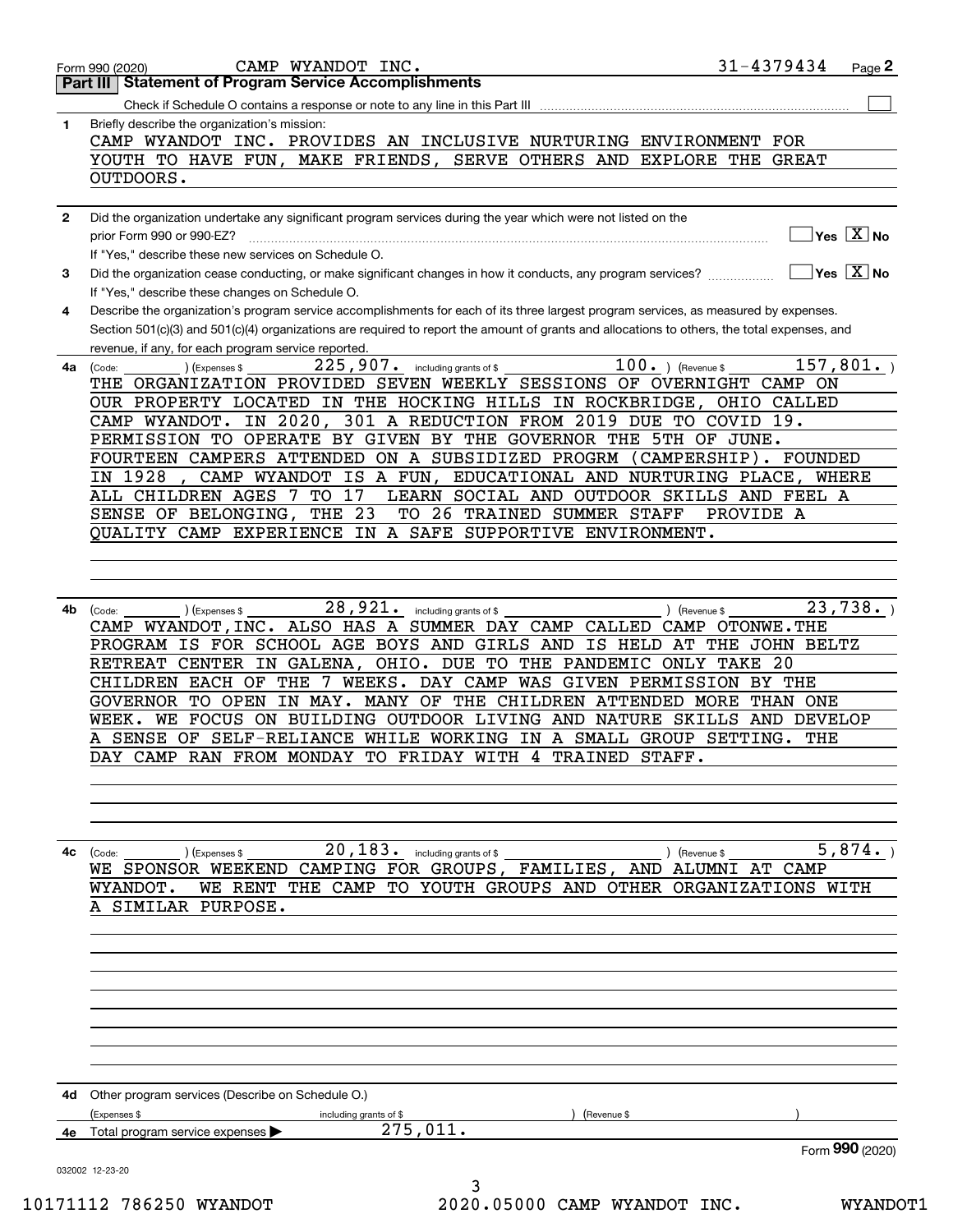Form 990 (2020) CAMP WYANDOT INC. 31-4379434 Page 2

## Part III Statement of Program Service Accomplishments

Check if Schedule O contains a response or note to any line in this Part III ☐

**1** Briefly describe the organization's mission:

CAMP WYANDOT INC. PROVIDES AN INCLUSIVE NURTURING ENVIRONMENT FOR YOUTH TO HAVE FUN, MAKE FRIENDS, SERVE OTHERS AND EXPLORE THE GREAT OUTDOORS.

**2** Did the organization undertake any significant program services during the year which were not listed on the prior Form 990 or 990-EZ? ☐ Yes ☒ No

If "Yes," describe these new services on Schedule O.

**3** Did the organization cease conducting, or make significant changes in how it conducts, any program services? ☐ Yes ☒ No

If "Yes," describe these changes on Schedule O.

**4** Describe the organization's program service accomplishments for each of its three largest program services, as measured by expenses. Section 501(c)(3) and 501(c)(4) organizations are required to report the amount of grants and allocations to others, the total expenses, and revenue, if any, for each program service reported.

**4a** (Code: ) (Expenses $ 225,907. including grants of $ 100. ) (Revenue $ 157,801. )

THE ORGANIZATION PROVIDED SEVEN WEEKLY SESSIONS OF OVERNIGHT CAMP ON OUR PROPERTY LOCATED IN THE HOCKING HILLS IN ROCKBRIDGE, OHIO CALLED CAMP WYANDOT. IN 2020, 301 A REDUCTION FROM 2019 DUE TO COVID 19. PERMISSION TO OPERATE BY GIVEN BY THE GOVERNOR THE 5TH OF JUNE. FOURTEEN CAMPERS ATTENDED ON A SUBSIDIZED PROGRM (CAMPERSHIP). FOUNDED IN 1928 , CAMP WYANDOT IS A FUN, EDUCATIONAL AND NURTURING PLACE, WHERE ALL CHILDREN AGES 7 TO 17 LEARN SOCIAL AND OUTDOOR SKILLS AND FEEL A SENSE OF BELONGING, THE 23 TO 26 TRAINED SUMMER STAFF PROVIDE A QUALITY CAMP EXPERIENCE IN A SAFE SUPPORTIVE ENVIRONMENT.

**4b** (Code: ) (Expenses $ 28,921. including grants of $ ) (Revenue $ 23,738. )

CAMP WYANDOT,INC. ALSO HAS A SUMMER DAY CAMP CALLED CAMP OTONWE.THE PROGRAM IS FOR SCHOOL AGE BOYS AND GIRLS AND IS HELD AT THE JOHN BELTZ RETREAT CENTER IN GALENA, OHIO. DUE TO THE PANDEMIC ONLY TAKE 20 CHILDREN EACH OF THE 7 WEEKS. DAY CAMP WAS GIVEN PERMISSION BY THE GOVERNOR TO OPEN IN MAY. MANY OF THE CHILDREN ATTENDED MORE THAN ONE WEEK. WE FOCUS ON BUILDING OUTDOOR LIVING AND NATURE SKILLS AND DEVELOP A SENSE OF SELF-RELIANCE WHILE WORKING IN A SMALL GROUP SETTING. THE DAY CAMP RAN FROM MONDAY TO FRIDAY WITH 4 TRAINED STAFF.

**4c** (Code: ) (Expenses $ 20,183. including grants of $ ) (Revenue $ 5,874. )

WE SPONSOR WEEKEND CAMPING FOR GROUPS, FAMILIES, AND ALUMNI AT CAMP WYANDOT. WE RENT THE CAMP TO YOUTH GROUPS AND OTHER ORGANIZATIONS WITH A SIMILAR PURPOSE.

**4d** Other program services (Describe on Schedule O.)

(Expenses $ including grants of $ ) (Revenue $ )

**4e** Total program service expenses ▶ 275,011.

Form **990** (2020)

032002 12-23-20

10171112 786250 WYANDOT 2020.05000 CAMP WYANDOT INC. WYANDOT1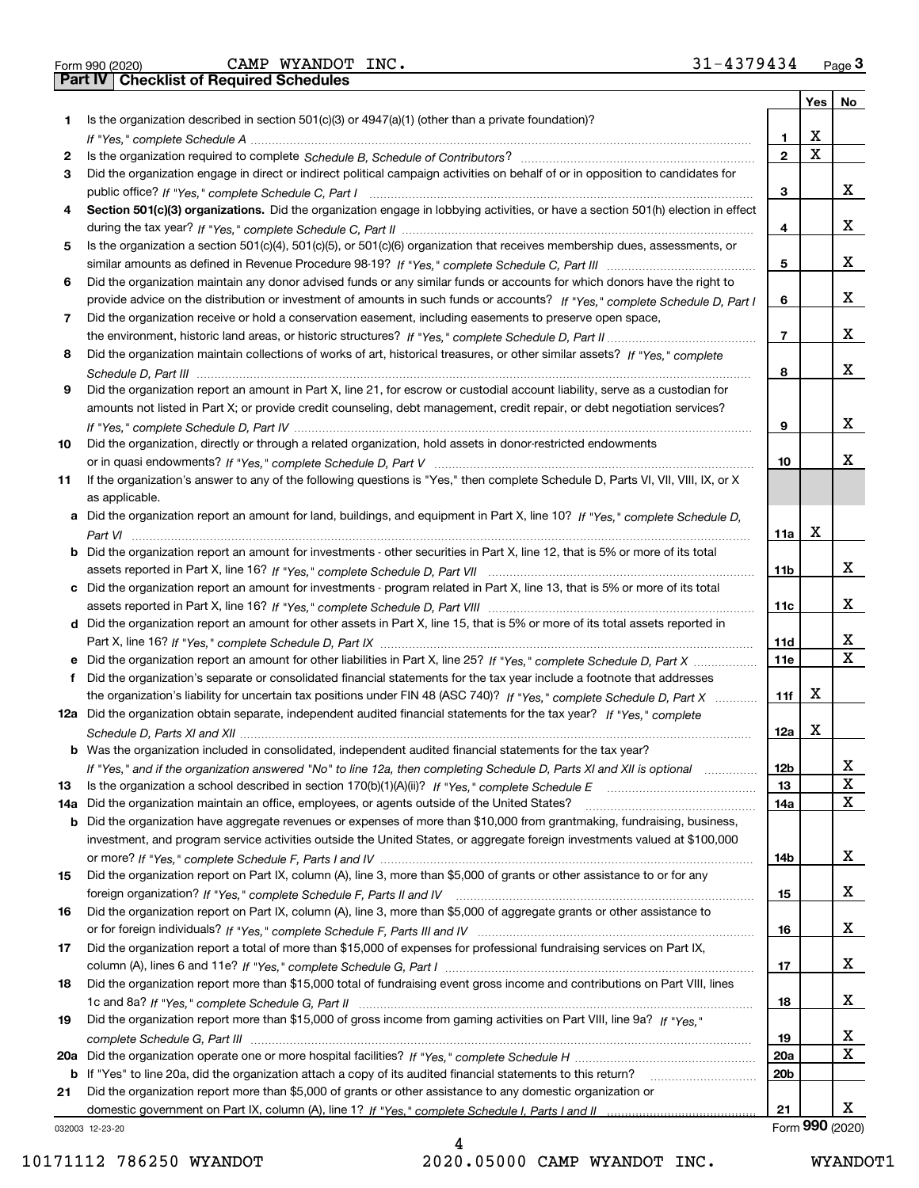Form 990 (2020) CAMP WYANDOT INC. 31-4379434 Page 3

## Part IV Checklist of Required Schedules

| | | | Yes | No |
|---|---|---|---|---|
| 1 | Is the organization described in section 501(c)(3) or 4947(a)(1) (other than a private foundation)? *If "Yes," complete Schedule A* | 1 | X | |
| 2 | Is the organization required to complete *Schedule B, Schedule of Contributors*? | 2 | X | |
| 3 | Did the organization engage in direct or indirect political campaign activities on behalf of or in opposition to candidates for public office? *If "Yes," complete Schedule C, Part I* | 3 | | X |
| 4 | **Section 501(c)(3) organizations.** Did the organization engage in lobbying activities, or have a section 501(h) election in effect during the tax year? *If "Yes," complete Schedule C, Part II* | 4 | | X |
| 5 | Is the organization a section 501(c)(4), 501(c)(5), or 501(c)(6) organization that receives membership dues, assessments, or similar amounts as defined in Revenue Procedure 98-19? *If "Yes," complete Schedule C, Part III* | 5 | | X |
| 6 | Did the organization maintain any donor advised funds or any similar funds or accounts for which donors have the right to provide advice on the distribution or investment of amounts in such funds or accounts? *If "Yes," complete Schedule D, Part I* | 6 | | X |
| 7 | Did the organization receive or hold a conservation easement, including easements to preserve open space, the environment, historic land areas, or historic structures? *If "Yes," complete Schedule D, Part II* | 7 | | X |
| 8 | Did the organization maintain collections of works of art, historical treasures, or other similar assets? *If "Yes," complete Schedule D, Part III* | 8 | | X |
| 9 | Did the organization report an amount in Part X, line 21, for escrow or custodial account liability, serve as a custodian for amounts not listed in Part X; or provide credit counseling, debt management, credit repair, or debt negotiation services? *If "Yes," complete Schedule D, Part IV* | 9 | | X |
| 10 | Did the organization, directly or through a related organization, hold assets in donor-restricted endowments or in quasi endowments? *If "Yes," complete Schedule D, Part V* | 10 | | X |
| 11 | If the organization's answer to any of the following questions is "Yes," then complete Schedule D, Parts VI, VII, VIII, IX, or X as applicable. | | | |
| a | Did the organization report an amount for land, buildings, and equipment in Part X, line 10? *If "Yes," complete Schedule D, Part VI* | 11a | X | |
| b | Did the organization report an amount for investments - other securities in Part X, line 12, that is 5% or more of its total assets reported in Part X, line 16? *If "Yes," complete Schedule D, Part VII* | 11b | | X |
| c | Did the organization report an amount for investments - program related in Part X, line 13, that is 5% or more of its total assets reported in Part X, line 16? *If "Yes," complete Schedule D, Part VIII* | 11c | | X |
| d | Did the organization report an amount for other assets in Part X, line 15, that is 5% or more of its total assets reported in Part X, line 16? *If "Yes," complete Schedule D, Part IX* | 11d | | X |
| e | Did the organization report an amount for other liabilities in Part X, line 25? *If "Yes," complete Schedule D, Part X* | 11e | | X |
| f | Did the organization's separate or consolidated financial statements for the tax year include a footnote that addresses the organization's liability for uncertain tax positions under FIN 48 (ASC 740)? *If "Yes," complete Schedule D, Part X* | 11f | X | |
| 12a | Did the organization obtain separate, independent audited financial statements for the tax year? *If "Yes," complete Schedule D, Parts XI and XII* | 12a | X | |
| b | Was the organization included in consolidated, independent audited financial statements for the tax year? *If "Yes," and if the organization answered "No" to line 12a, then completing Schedule D, Parts XI and XII is optional* | 12b | | X |
| 13 | Is the organization a school described in section 170(b)(1)(A)(ii)? *If "Yes," complete Schedule E* | 13 | | X |
| 14a | Did the organization maintain an office, employees, or agents outside of the United States? | 14a | | X |
| b | Did the organization have aggregate revenues or expenses of more than $10,000 from grantmaking, fundraising, business, investment, and program service activities outside the United States, or aggregate foreign investments valued at $100,000 or more? *If "Yes," complete Schedule F, Parts I and IV* | 14b | | X |
| 15 | Did the organization report on Part IX, column (A), line 3, more than $5,000 of grants or other assistance to or for any foreign organization? *If "Yes," complete Schedule F, Parts II and IV* | 15 | | X |
| 16 | Did the organization report on Part IX, column (A), line 3, more than $5,000 of aggregate grants or other assistance to or for foreign individuals? *If "Yes," complete Schedule F, Parts III and IV* | 16 | | X |
| 17 | Did the organization report a total of more than $15,000 of expenses for professional fundraising services on Part IX, column (A), lines 6 and 11e? *If "Yes," complete Schedule G, Part I* | 17 | | X |
| 18 | Did the organization report more than $15,000 total of fundraising event gross income and contributions on Part VIII, lines 1c and 8a? *If "Yes," complete Schedule G, Part II* | 18 | | X |
| 19 | Did the organization report more than $15,000 of gross income from gaming activities on Part VIII, line 9a? *If "Yes," complete Schedule G, Part III* | 19 | | X |
| 20a | Did the organization operate one or more hospital facilities? *If "Yes," complete Schedule H* | 20a | | X |
| b | If "Yes" to line 20a, did the organization attach a copy of its audited financial statements to this return? | 20b | | |
| 21 | Did the organization report more than $5,000 of grants or other assistance to any domestic organization or domestic government on Part IX, column (A), line 1? *If "Yes," complete Schedule I, Parts I and II* | 21 | | X |

032003 12-23-20 Form **990** (2020)

10171112 786250 WYANDOT 2020.05000 CAMP WYANDOT INC. WYANDOT1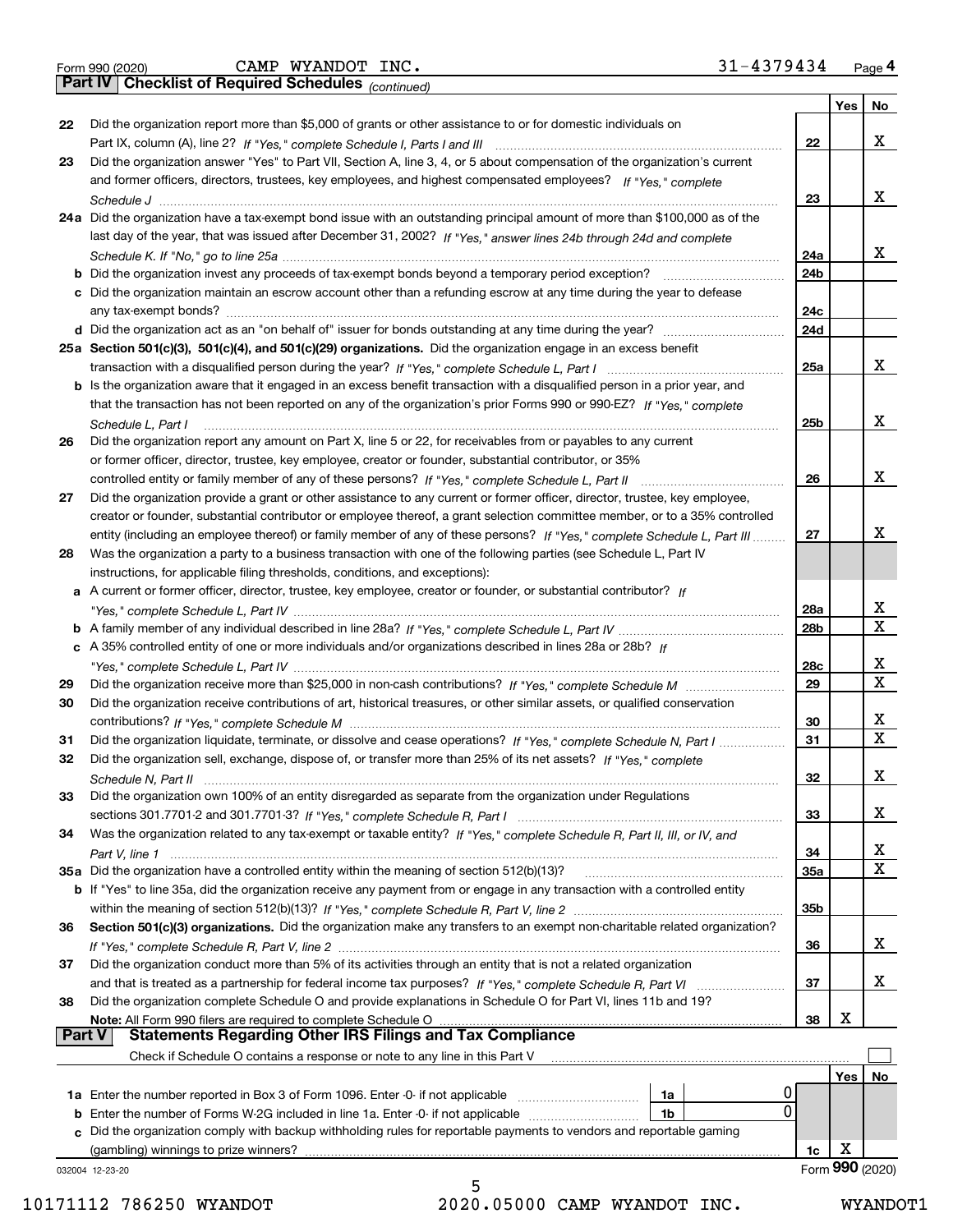Form 990 (2020) CAMP WYANDOT INC. 31-4379434 Page **4**

## Part IV Checklist of Required Schedules *(continued)*

| | | | Yes | No |
|---|---|---|---|---|
| **22** | Did the organization report more than $5,000 of grants or other assistance to or for domestic individuals on Part IX, column (A), line 2? *If "Yes," complete Schedule I, Parts I and III* | **22** | | X |
| **23** | Did the organization answer "Yes" to Part VII, Section A, line 3, 4, or 5 about compensation of the organization's current and former officers, directors, trustees, key employees, and highest compensated employees? *If "Yes," complete Schedule J* | **23** | | X |
| **24a** | Did the organization have a tax-exempt bond issue with an outstanding principal amount of more than $100,000 as of the last day of the year, that was issued after December 31, 2002? *If "Yes," answer lines 24b through 24d and complete Schedule K. If "No," go to line 25a* | **24a** | | X |
| **b** | Did the organization invest any proceeds of tax-exempt bonds beyond a temporary period exception? | **24b** | | |
| **c** | Did the organization maintain an escrow account other than a refunding escrow at any time during the year to defease any tax-exempt bonds? | **24c** | | |
| **d** | Did the organization act as an "on behalf of" issuer for bonds outstanding at any time during the year? | **24d** | | |
| **25a** | **Section 501(c)(3), 501(c)(4), and 501(c)(29) organizations.** Did the organization engage in an excess benefit transaction with a disqualified person during the year? *If "Yes," complete Schedule L, Part I* | **25a** | | X |
| **b** | Is the organization aware that it engaged in an excess benefit transaction with a disqualified person in a prior year, and that the transaction has not been reported on any of the organization's prior Forms 990 or 990-EZ? *If "Yes," complete Schedule L, Part I* | **25b** | | X |
| **26** | Did the organization report any amount on Part X, line 5 or 22, for receivables from or payables to any current or former officer, director, trustee, key employee, creator or founder, substantial contributor, or 35% controlled entity or family member of any of these persons? *If "Yes," complete Schedule L, Part II* | **26** | | X |
| **27** | Did the organization provide a grant or other assistance to any current or former officer, director, trustee, key employee, creator or founder, substantial contributor or employee thereof, a grant selection committee member, or to a 35% controlled entity (including an employee thereof) or family member of any of these persons? *If "Yes," complete Schedule L, Part III* | **27** | | X |
| **28** | Was the organization a party to a business transaction with one of the following parties (see Schedule L, Part IV instructions, for applicable filing thresholds, conditions, and exceptions): | | | |
| **a** | A current or former officer, director, trustee, key employee, creator or founder, or substantial contributor? *If "Yes," complete Schedule L, Part IV* | **28a** | | X |
| **b** | A family member of any individual described in line 28a? *If "Yes," complete Schedule L, Part IV* | **28b** | | X |
| **c** | A 35% controlled entity of one or more individuals and/or organizations described in lines 28a or 28b? *If "Yes," complete Schedule L, Part IV* | **28c** | | X |
| **29** | Did the organization receive more than $25,000 in non-cash contributions? *If "Yes," complete Schedule M* | **29** | | X |
| **30** | Did the organization receive contributions of art, historical treasures, or other similar assets, or qualified conservation contributions? *If "Yes," complete Schedule M* | **30** | | X |
| **31** | Did the organization liquidate, terminate, or dissolve and cease operations? *If "Yes," complete Schedule N, Part I* | **31** | | X |
| **32** | Did the organization sell, exchange, dispose of, or transfer more than 25% of its net assets? *If "Yes," complete Schedule N, Part II* | **32** | | X |
| **33** | Did the organization own 100% of an entity disregarded as separate from the organization under Regulations sections 301.7701-2 and 301.7701-3? *If "Yes," complete Schedule R, Part I* | **33** | | X |
| **34** | Was the organization related to any tax-exempt or taxable entity? *If "Yes," complete Schedule R, Part II, III, or IV, and Part V, line 1* | **34** | | X |
| **35a** | Did the organization have a controlled entity within the meaning of section 512(b)(13)? | **35a** | | X |
| **b** | If "Yes" to line 35a, did the organization receive any payment from or engage in any transaction with a controlled entity within the meaning of section 512(b)(13)? *If "Yes," complete Schedule R, Part V, line 2* | **35b** | | |
| **36** | **Section 501(c)(3) organizations.** Did the organization make any transfers to an exempt non-charitable related organization? *If "Yes," complete Schedule R, Part V, line 2* | **36** | | X |
| **37** | Did the organization conduct more than 5% of its activities through an entity that is not a related organization and that is treated as a partnership for federal income tax purposes? *If "Yes," complete Schedule R, Part VI* | **37** | | X |
| **38** | Did the organization complete Schedule O and provide explanations in Schedule O for Part VI, lines 11b and 19? **Note:** All Form 990 filers are required to complete Schedule O | **38** | X | |

## Part V Statements Regarding Other IRS Filings and Tax Compliance

Check if Schedule O contains a response or note to any line in this Part V ☐

| | | | | | Yes | No |
|---|---|---|---|---|---|---|
| **1a** | Enter the number reported in Box 3 of Form 1096. Enter -0- if not applicable | 1a | 0 | | | |
| **b** | Enter the number of Forms W-2G included in line 1a. Enter -0- if not applicable | 1b | 0 | | | |
| **c** | Did the organization comply with backup withholding rules for reportable payments to vendors and reportable gaming (gambling) winnings to prize winners? | | | **1c** | X | |

032004 12-23-20 Form **990** (2020)

10171112 786250 WYANDOT 2020.05000 CAMP WYANDOT INC. WYANDOT1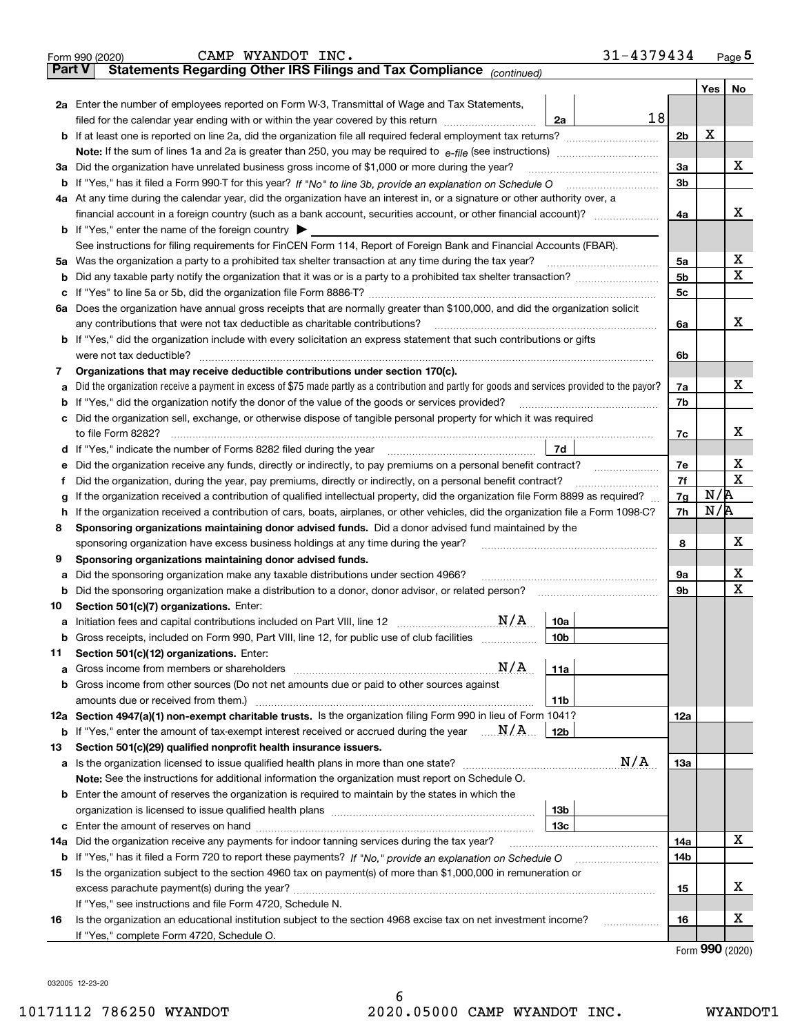Form 990 (2020) CAMP WYANDOT INC. 31-4379434 Page 5

**Part V** **Statements Regarding Other IRS Filings and Tax Compliance** *(continued)*

| | | | | | Yes | No |
|---|---|---|---|---|---|---|
| **2a** | Enter the number of employees reported on Form W-3, Transmittal of Wage and Tax Statements, filed for the calendar year ending with or within the year covered by this return | 2a | 18 | | | |
| **b** | If at least one is reported on line 2a, did the organization file all required federal employment tax returns? | | | 2b | X | |
| | **Note:** If the sum of lines 1a and 2a is greater than 250, you may be required to *e-file* (see instructions) | | | | | |
| **3a** | Did the organization have unrelated business gross income of $1,000 or more during the year? | | | 3a | | X |
| **b** | If "Yes," has it filed a Form 990-T for this year? *If "No" to line 3b, provide an explanation on Schedule O* | | | 3b | | |
| **4a** | At any time during the calendar year, did the organization have an interest in, or a signature or other authority over, a financial account in a foreign country (such as a bank account, securities account, or other financial account)? | | | 4a | | X |
| **b** | If "Yes," enter the name of the foreign country ▶ | | | | | |
| | See instructions for filing requirements for FinCEN Form 114, Report of Foreign Bank and Financial Accounts (FBAR). | | | | | |
| **5a** | Was the organization a party to a prohibited tax shelter transaction at any time during the tax year? | | | 5a | | X |
| **b** | Did any taxable party notify the organization that it was or is a party to a prohibited tax shelter transaction? | | | 5b | | X |
| **c** | If "Yes" to line 5a or 5b, did the organization file Form 8886-T? | | | 5c | | |
| **6a** | Does the organization have annual gross receipts that are normally greater than $100,000, and did the organization solicit any contributions that were not tax deductible as charitable contributions? | | | 6a | | X |
| **b** | If "Yes," did the organization include with every solicitation an express statement that such contributions or gifts were not tax deductible? | | | 6b | | |
| **7** | **Organizations that may receive deductible contributions under section 170(c).** | | | | | |
| **a** | Did the organization receive a payment in excess of $75 made partly as a contribution and partly for goods and services provided to the payor? | | | 7a | | X |
| **b** | If "Yes," did the organization notify the donor of the value of the goods or services provided? | | | 7b | | |
| **c** | Did the organization sell, exchange, or otherwise dispose of tangible personal property for which it was required to file Form 8282? | | | 7c | | X |
| **d** | If "Yes," indicate the number of Forms 8282 filed during the year | 7d | | | | |
| **e** | Did the organization receive any funds, directly or indirectly, to pay premiums on a personal benefit contract? | | | 7e | | X |
| **f** | Did the organization, during the year, pay premiums, directly or indirectly, on a personal benefit contract? | | | 7f | | X |
| **g** | If the organization received a contribution of qualified intellectual property, did the organization file Form 8899 as required? | | | 7g | N/A | |
| **h** | If the organization received a contribution of cars, boats, airplanes, or other vehicles, did the organization file a Form 1098-C? | | | 7h | N/A | |
| **8** | **Sponsoring organizations maintaining donor advised funds.** Did a donor advised fund maintained by the sponsoring organization have excess business holdings at any time during the year? | | | 8 | | X |
| **9** | **Sponsoring organizations maintaining donor advised funds.** | | | | | |
| **a** | Did the sponsoring organization make any taxable distributions under section 4966? | | | 9a | | X |
| **b** | Did the sponsoring organization make a distribution to a donor, donor advisor, or related person? | | | 9b | | X |
| **10** | **Section 501(c)(7) organizations.** Enter: | | | | | |
| **a** | Initiation fees and capital contributions included on Part VIII, line 12 N/A | 10a | | | | |
| **b** | Gross receipts, included on Form 990, Part VIII, line 12, for public use of club facilities | 10b | | | | |
| **11** | **Section 501(c)(12) organizations.** Enter: | | | | | |
| **a** | Gross income from members or shareholders N/A | 11a | | | | |
| **b** | Gross income from other sources (Do not net amounts due or paid to other sources against amounts due or received from them.) | 11b | | | | |
| **12a** | **Section 4947(a)(1) non-exempt charitable trusts.** Is the organization filing Form 990 in lieu of Form 1041? | | | 12a | | |
| **b** | If "Yes," enter the amount of tax-exempt interest received or accrued during the year N/A | 12b | | | | |
| **13** | **Section 501(c)(29) qualified nonprofit health insurance issuers.** | | | | | |
| **a** | Is the organization licensed to issue qualified health plans in more than one state? N/A | | | 13a | | |
| | **Note:** See the instructions for additional information the organization must report on Schedule O. | | | | | |
| **b** | Enter the amount of reserves the organization is required to maintain by the states in which the organization is licensed to issue qualified health plans | 13b | | | | |
| **c** | Enter the amount of reserves on hand | 13c | | | | |
| **14a** | Did the organization receive any payments for indoor tanning services during the tax year? | | | 14a | | X |
| **b** | If "Yes," has it filed a Form 720 to report these payments? *If "No," provide an explanation on Schedule O* | | | 14b | | |
| **15** | Is the organization subject to the section 4960 tax on payment(s) of more than $1,000,000 in remuneration or excess parachute payment(s) during the year? | | | 15 | | X |
| | If "Yes," see instructions and file Form 4720, Schedule N. | | | | | |
| **16** | Is the organization an educational institution subject to the section 4968 excise tax on net investment income? | | | 16 | | X |
| | If "Yes," complete Form 4720, Schedule O. | | | | | |

Form **990** (2020)

032005 12-23-20

10171112 786250 WYANDOT 2020.05000 CAMP WYANDOT INC. WYANDOT1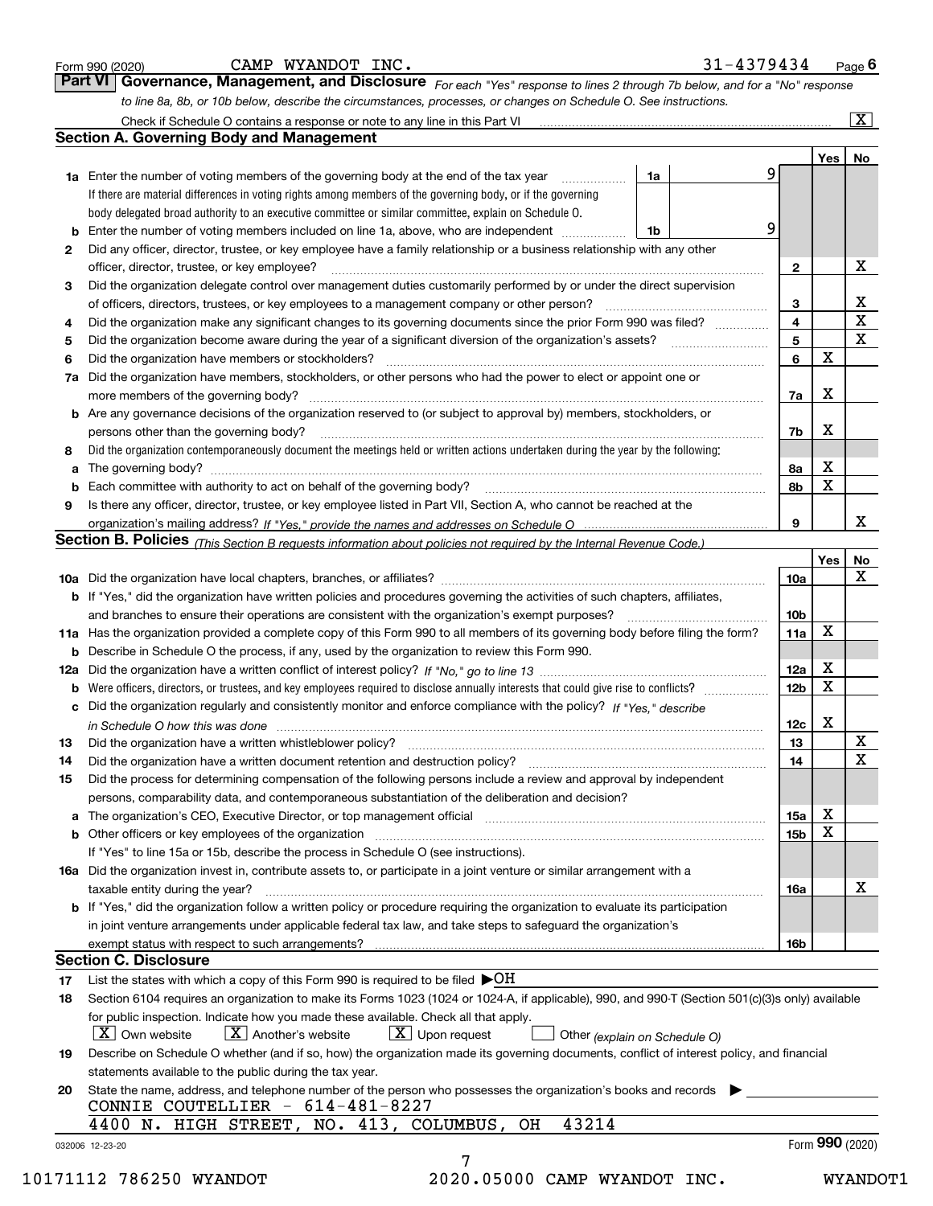Form 990 (2020) CAMP WYANDOT INC. 31-4379434 Page **6**

## Part VI Governance, Management, and Disclosure

*For each "Yes" response to lines 2 through 7b below, and for a "No" response to line 8a, 8b, or 10b below, describe the circumstances, processes, or changes on Schedule O. See instructions.*

Check if Schedule O contains a response or note to any line in this Part VI ..... [X]

### Section A. Governing Body and Management

| | | | | Yes | No |
|---|---|---|---|---|---|
| **1a** | Enter the number of voting members of the governing body at the end of the tax year ..... If there are material differences in voting rights among members of the governing body, or if the governing body delegated broad authority to an executive committee or similar committee, explain on Schedule O. | **1a** 9 | | | |
| **b** | Enter the number of voting members included on line 1a, above, who are independent ..... | **1b** 9 | | | |
| **2** | Did any officer, director, trustee, or key employee have a family relationship or a business relationship with any other officer, director, trustee, or key employee? | | **2** | | X |
| **3** | Did the organization delegate control over management duties customarily performed by or under the direct supervision of officers, directors, trustees, or key employees to a management company or other person? | | **3** | | X |
| **4** | Did the organization make any significant changes to its governing documents since the prior Form 990 was filed? | | **4** | | X |
| **5** | Did the organization become aware during the year of a significant diversion of the organization's assets? | | **5** | | X |
| **6** | Did the organization have members or stockholders? | | **6** | X | |
| **7a** | Did the organization have members, stockholders, or other persons who had the power to elect or appoint one or more members of the governing body? | | **7a** | X | |
| **b** | Are any governance decisions of the organization reserved to (or subject to approval by) members, stockholders, or persons other than the governing body? | | **7b** | X | |
| **8** | Did the organization contemporaneously document the meetings held or written actions undertaken during the year by the following: | | | | |
| **a** | The governing body? | | **8a** | X | |
| **b** | Each committee with authority to act on behalf of the governing body? | | **8b** | X | |
| **9** | Is there any officer, director, trustee, or key employee listed in Part VII, Section A, who cannot be reached at the organization's mailing address? *If "Yes," provide the names and addresses on Schedule O* | | **9** | | X |

### Section B. Policies *(This Section B requests information about policies not required by the Internal Revenue Code.)*

| | | | Yes | No |
|---|---|---|---|---|
| **10a** | Did the organization have local chapters, branches, or affiliates? | **10a** | | X |
| **b** | If "Yes," did the organization have written policies and procedures governing the activities of such chapters, affiliates, and branches to ensure their operations are consistent with the organization's exempt purposes? | **10b** | | |
| **11a** | Has the organization provided a complete copy of this Form 990 to all members of its governing body before filing the form? | **11a** | X | |
| **b** | Describe in Schedule O the process, if any, used by the organization to review this Form 990. | | | |
| **12a** | Did the organization have a written conflict of interest policy? *If "No," go to line 13* | **12a** | X | |
| **b** | Were officers, directors, or trustees, and key employees required to disclose annually interests that could give rise to conflicts? | **12b** | X | |
| **c** | Did the organization regularly and consistently monitor and enforce compliance with the policy? *If "Yes," describe in Schedule O how this was done* | **12c** | X | |
| **13** | Did the organization have a written whistleblower policy? | **13** | | X |
| **14** | Did the organization have a written document retention and destruction policy? | **14** | | X |
| **15** | Did the process for determining compensation of the following persons include a review and approval by independent persons, comparability data, and contemporaneous substantiation of the deliberation and decision? | | | |
| **a** | The organization's CEO, Executive Director, or top management official | **15a** | X | |
| **b** | Other officers or key employees of the organization | **15b** | X | |
| | If "Yes" to line 15a or 15b, describe the process in Schedule O (see instructions). | | | |
| **16a** | Did the organization invest in, contribute assets to, or participate in a joint venture or similar arrangement with a taxable entity during the year? | **16a** | | X |
| **b** | If "Yes," did the organization follow a written policy or procedure requiring the organization to evaluate its participation in joint venture arrangements under applicable federal tax law, and take steps to safeguard the organization's exempt status with respect to such arrangements? | **16b** | | |

### Section C. Disclosure

**17** List the states with which a copy of this Form 990 is required to be filed ▶OH

**18** Section 6104 requires an organization to make its Forms 1023 (1024 or 1024-A, if applicable), 990, and 990-T (Section 501(c)(3)s only) available for public inspection. Indicate how you made these available. Check all that apply.

[X] Own website [X] Another's website [X] Upon request [ ] Other *(explain on Schedule O)*

**19** Describe on Schedule O whether (and if so, how) the organization made its governing documents, conflict of interest policy, and financial statements available to the public during the tax year.

**20** State the name, address, and telephone number of the person who possesses the organization's books and records ▶

CONNIE COUTELLIER - 614-481-8227

4400 N. HIGH STREET, NO. 413, COLUMBUS, OH 43214

032006 12-23-20 Form **990** (2020)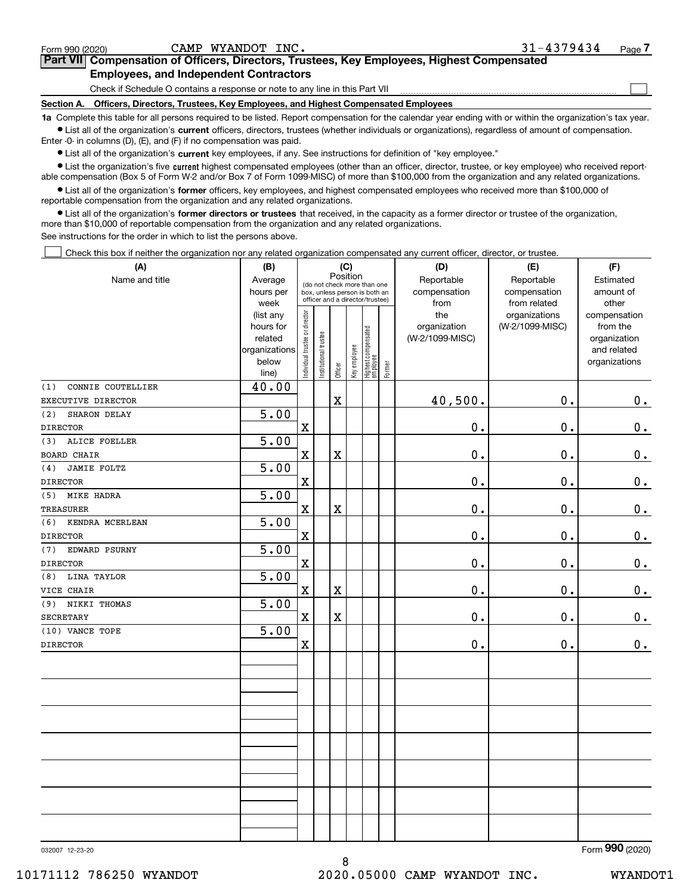Form 990 (2020) CAMP WYANDOT INC. 31-4379434 Page 7

## Part VII Compensation of Officers, Directors, Trustees, Key Employees, Highest Compensated Employees, and Independent Contractors

Check if Schedule O contains a response or note to any line in this Part VII

### Section A. Officers, Directors, Trustees, Key Employees, and Highest Compensated Employees

**1a** Complete this table for all persons required to be listed. Report compensation for the calendar year ending with or within the organization's tax year.

- List all of the organization's **current** officers, directors, trustees (whether individuals or organizations), regardless of amount of compensation. Enter -0- in columns (D), (E), and (F) if no compensation was paid.
- List all of the organization's **current** key employees, if any. See instructions for definition of "key employee."
- List the organization's five **current** highest compensated employees (other than an officer, director, trustee, or key employee) who received reportable compensation (Box 5 of Form W-2 and/or Box 7 of Form 1099-MISC) of more than $100,000 from the organization and any related organizations.
- List all of the organization's **former** officers, key employees, and highest compensated employees who received more than $100,000 of reportable compensation from the organization and any related organizations.
- List all of the organization's **former directors or trustees** that received, in the capacity as a former director or trustee of the organization, more than $10,000 of reportable compensation from the organization and any related organizations.

See instructions for the order in which to list the persons above.

Check this box if neither the organization nor any related organization compensated any current officer, director, or trustee.

| (A) Name and title | (B) Average hours per week (list any hours for related organizations below line) | (C) Position: Individual trustee or director | Institutional trustee | Officer | Key employee | Highest compensated employee | Former | (D) Reportable compensation from the organization (W-2/1099-MISC) | (E) Reportable compensation from related organizations (W-2/1099-MISC) | (F) Estimated amount of other compensation from the organization and related organizations |
|---|---|---|---|---|---|---|---|---|---|---|
| (1) CONNIE COUTELLIER<br>EXECUTIVE DIRECTOR | 40.00 | | | X | | | | 40,500. | 0. | 0. |
| (2) SHARON DELAY<br>DIRECTOR | 5.00 | X | | | | | | 0. | 0. | 0. |
| (3) ALICE FOELLER<br>BOARD CHAIR | 5.00 | X | | X | | | | 0. | 0. | 0. |
| (4) JAMIE FOLTZ<br>DIRECTOR | 5.00 | X | | | | | | 0. | 0. | 0. |
| (5) MIKE HADRA<br>TREASURER | 5.00 | X | | X | | | | 0. | 0. | 0. |
| (6) KENDRA MCERLEAN<br>DIRECTOR | 5.00 | X | | | | | | 0. | 0. | 0. |
| (7) EDWARD PSURNY<br>DIRECTOR | 5.00 | X | | | | | | 0. | 0. | 0. |
| (8) LINA TAYLOR<br>VICE CHAIR | 5.00 | X | | X | | | | 0. | 0. | 0. |
| (9) NIKKI THOMAS<br>SECRETARY | 5.00 | X | | X | | | | 0. | 0. | 0. |
| (10) VANCE TOPE<br>DIRECTOR | 5.00 | X | | | | | | 0. | 0. | 0. |

032007 12-23-20 Form 990 (2020)

10171112 786250 WYANDOT 2020.05000 CAMP WYANDOT INC. WYANDOT1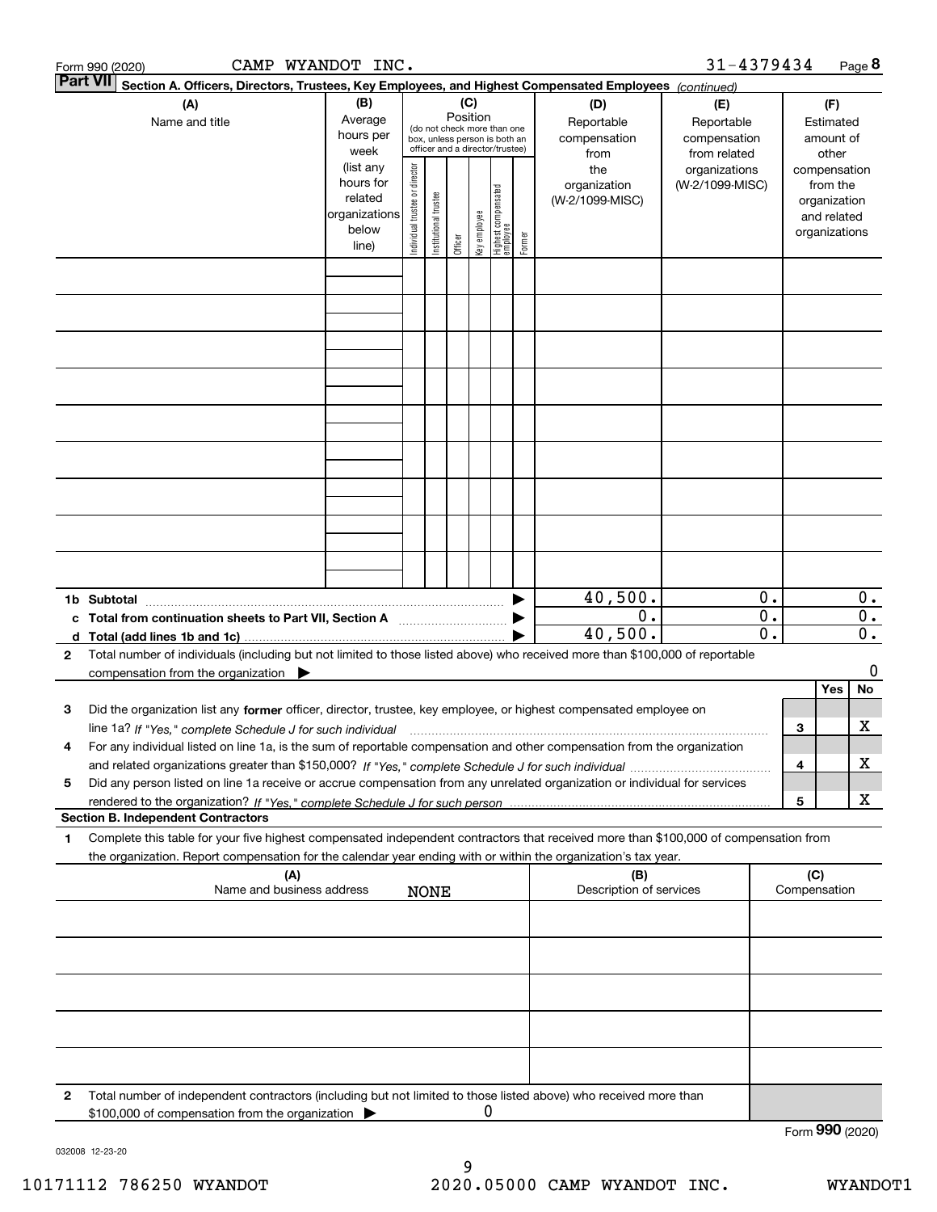Form 990 (2020) CAMP WYANDOT INC. 31-4379434 Page **8**

**Part VII** **Section A. Officers, Directors, Trustees, Key Employees, and Highest Compensated Employees** *(continued)*

| (A) Name and title | (B) Average hours per week (list any hours for related organizations below line) | (C) Position (do not check more than one box, unless person is both an officer and a director/trustee) Individual trustee or director | Institutional trustee | Officer | Key employee | Highest compensated employee | Former | (D) Reportable compensation from the organization (W-2/1099-MISC) | (E) Reportable compensation from related organizations (W-2/1099-MISC) | (F) Estimated amount of other compensation from the organization and related organizations |
|---|---|---|---|---|---|---|---|---|---|---|
| | | | | | | | | | | |
| | | | | | | | | | | |
| | | | | | | | | | | |
| | | | | | | | | | | |
| | | | | | | | | | | |
| | | | | | | | | | | |
| | | | | | | | | | | |
| | | | | | | | | | | |
| | | | | | | | | | | |
| **1b Subtotal** | | | | | | | ▶ | 40,500. | 0. | 0. |
| **c Total from continuation sheets to Part VII, Section A** | | | | | | | ▶ | 0. | 0. | 0. |
| **d Total (add lines 1b and 1c)** | | | | | | | ▶ | 40,500. | 0. | 0. |

**2** Total number of individuals (including but not limited to those listed above) who received more than $100,000 of reportable compensation from the organization ▶ 0

| | | Yes | No |
|---|---|---|---|
| **3** Did the organization list any **former** officer, director, trustee, key employee, or highest compensated employee on line 1a? *If "Yes," complete Schedule J for such individual* | 3 | | X |
| **4** For any individual listed on line 1a, is the sum of reportable compensation and other compensation from the organization and related organizations greater than $150,000? *If "Yes," complete Schedule J for such individual* | 4 | | X |
| **5** Did any person listed on line 1a receive or accrue compensation from any unrelated organization or individual for services rendered to the organization? *If "Yes," complete Schedule J for such person* | 5 | | X |

**Section B. Independent Contractors**

**1** Complete this table for your five highest compensated independent contractors that received more than $100,000 of compensation from the organization. Report compensation for the calendar year ending with or within the organization's tax year.

| (A) Name and business address | (B) Description of services | (C) Compensation |
|---|---|---|
| NONE | | |
| | | |
| | | |
| | | |
| | | |

**2** Total number of independent contractors (including but not limited to those listed above) who received more than $100,000 of compensation from the organization ▶ 0

Form **990** (2020)

032008 12-23-20

10171112 786250 WYANDOT 2020.05000 CAMP WYANDOT INC. WYANDOT1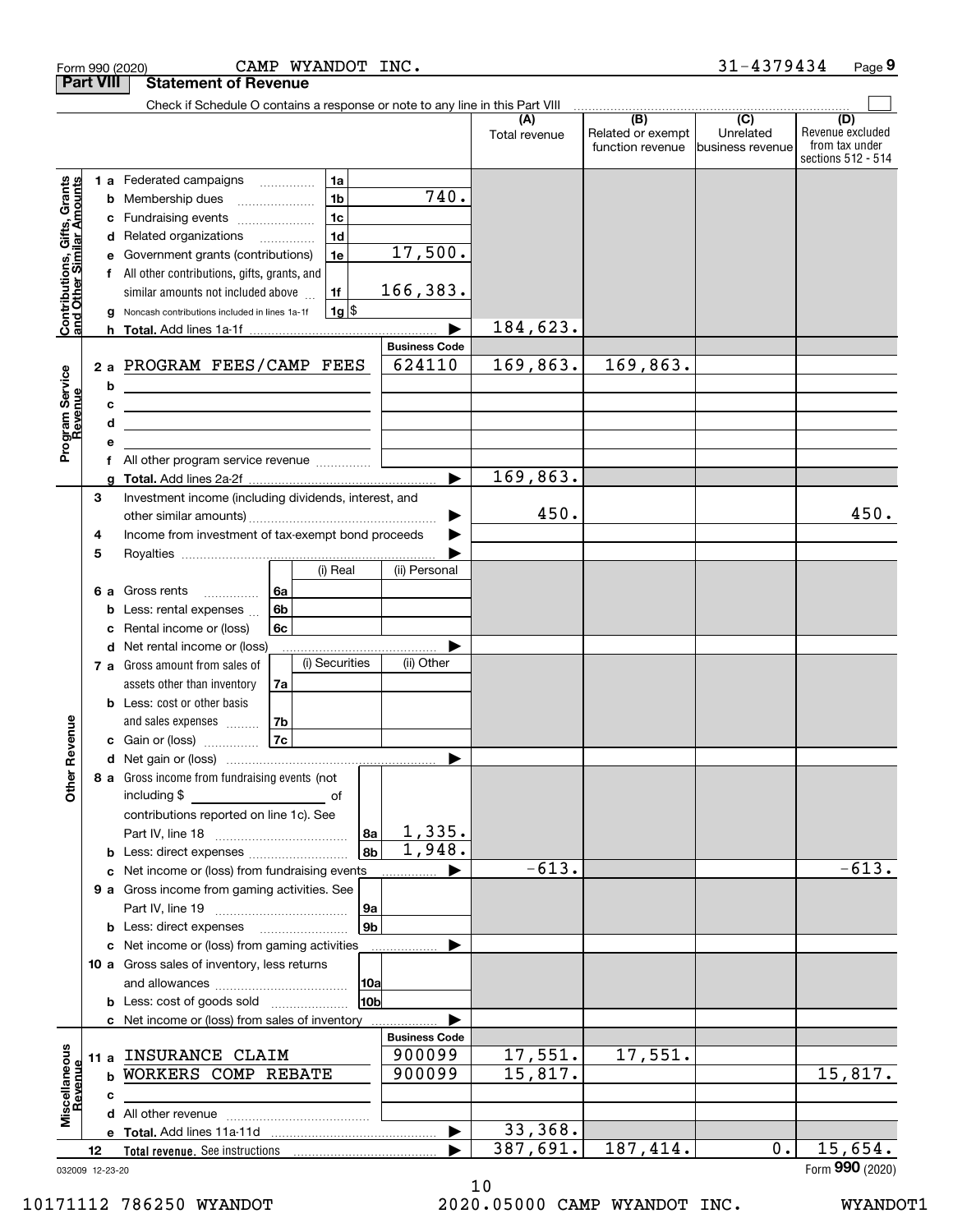Form 990 (2020) CAMP WYANDOT INC. 31-4379434 Page 9

**Part VIII Statement of Revenue**

Check if Schedule O contains a response or note to any line in this Part VIII ☐

| | | | | (A) Total revenue | (B) Related or exempt function revenue | (C) Unrelated business revenue | (D) Revenue excluded from tax under sections 512 - 514 |
|---|---|---|---|---|---|---|---|
| **Contributions, Gifts, Grants and Other Similar Amounts** | 1a Federated campaigns | 1a | | | | | |
| | b Membership dues | 1b | 740. | | | | |
| | c Fundraising events | 1c | | | | | |
| | d Related organizations | 1d | | | | | |
| | e Government grants (contributions) | 1e | 17,500. | | | | |
| | f All other contributions, gifts, grants, and similar amounts not included above | 1f | 166,383. | | | | |
| | g Noncash contributions included in lines 1a-1f | 1g | $ | | | | |
| | h Total. Add lines 1a-1f | | | 184,623. | | | |
| | | | Business Code | | | | |
| **Program Service Revenue** | 2a PROGRAM FEES/CAMP FEES | | 624110 | 169,863. | 169,863. | | |
| | b | | | | | | |
| | c | | | | | | |
| | d | | | | | | |
| | e | | | | | | |
| | f All other program service revenue | | | | | | |
| | g Total. Add lines 2a-2f | | | 169,863. | | | |
| **Other Revenue** | 3 Investment income (including dividends, interest, and other similar amounts) | | | 450. | | | 450. |
| | 4 Income from investment of tax-exempt bond proceeds | | | | | | |
| | 5 Royalties | | | | | | |
| | | | (i) Real / (ii) Personal | | | | |
| | 6a Gross rents | 6a | | | | | |
| | b Less: rental expenses | 6b | | | | | |
| | c Rental income or (loss) | 6c | | | | | |
| | d Net rental income or (loss) | | | | | | |
| | | | (i) Securities / (ii) Other | | | | |
| | 7a Gross amount from sales of assets other than inventory | 7a | | | | | |
| | b Less: cost or other basis and sales expenses | 7b | | | | | |
| | c Gain or (loss) | 7c | | | | | |
| | d Net gain or (loss) | | | | | | |
| | 8a Gross income from fundraising events (not including $ of contributions reported on line 1c). See Part IV, line 18 | 8a | 1,335. | | | | |
| | b Less: direct expenses | 8b | 1,948. | | | | |
| | c Net income or (loss) from fundraising events | | | -613. | | | -613. |
| | 9a Gross income from gaming activities. See Part IV, line 19 | 9a | | | | | |
| | b Less: direct expenses | 9b | | | | | |
| | c Net income or (loss) from gaming activities | | | | | | |
| | 10a Gross sales of inventory, less returns and allowances | 10a | | | | | |
| | b Less: cost of goods sold | 10b | | | | | |
| | c Net income or (loss) from sales of inventory | | | | | | |
| | | | Business Code | | | | |
| **Miscellaneous Revenue** | 11a INSURANCE CLAIM | | 900099 | 17,551. | 17,551. | | |
| | b WORKERS COMP REBATE | | 900099 | 15,817. | | | 15,817. |
| | c | | | | | | |
| | d All other revenue | | | | | | |
| | e Total. Add lines 11a-11d | | | 33,368. | | | |
| | 12 Total revenue. See instructions | | | 387,691. | 187,414. | 0. | 15,654. |

032009 12-23-20 Form **990** (2020)

10171112 786250 WYANDOT 2020.05000 CAMP WYANDOT INC. WYANDOT1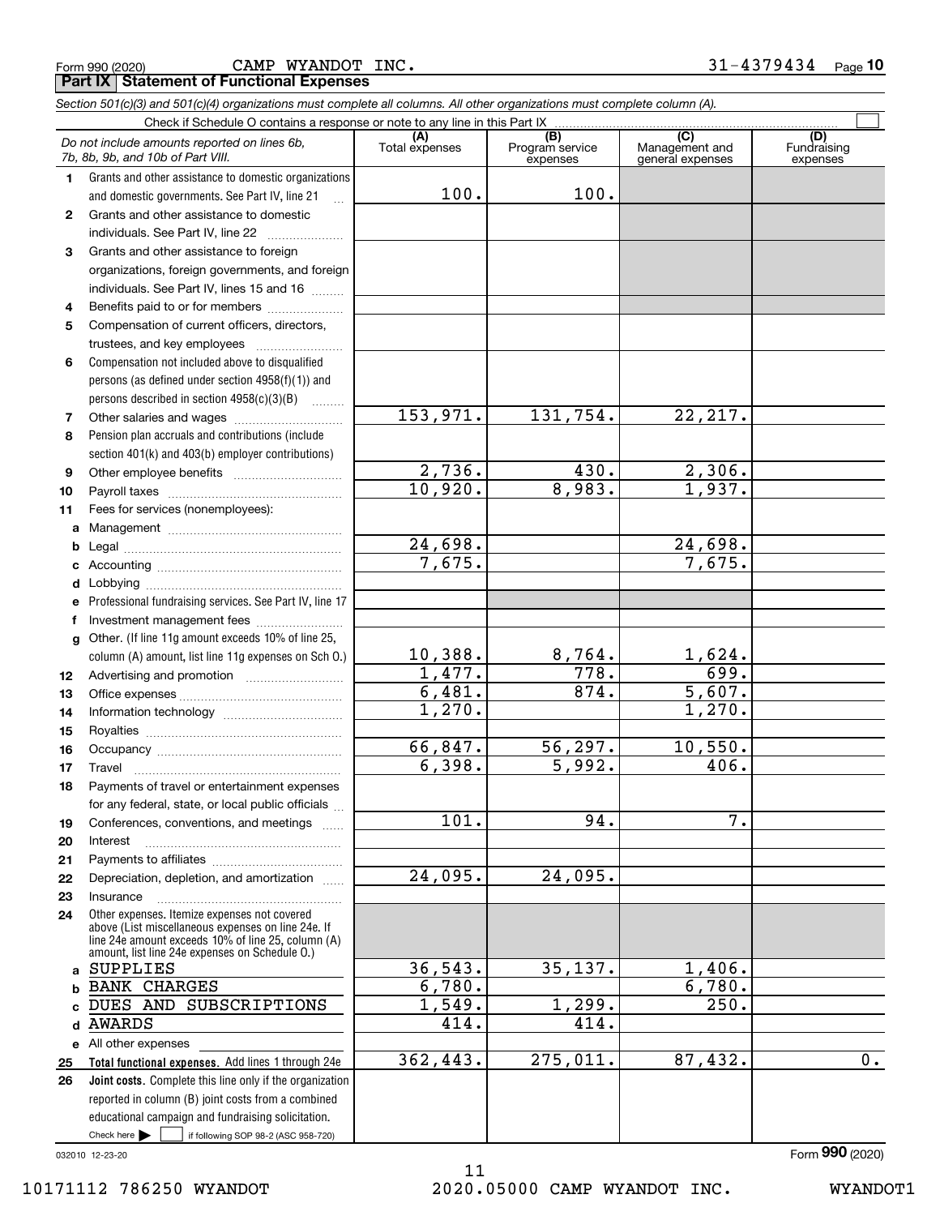Form 990 (2020) CAMP WYANDOT INC. 31-4379434 Page 10

**Part IX Statement of Functional Expenses**

*Section 501(c)(3) and 501(c)(4) organizations must complete all columns. All other organizations must complete column (A).*

Check if Schedule O contains a response or note to any line in this Part IX

| *Do not include amounts reported on lines 6b, 7b, 8b, 9b, and 10b of Part VIII.* | (A) Total expenses | (B) Program service expenses | (C) Management and general expenses | (D) Fundraising expenses |
|---|---|---|---|---|
| **1** Grants and other assistance to domestic organizations and domestic governments. See Part IV, line 21 | 100. | 100. | | |
| **2** Grants and other assistance to domestic individuals. See Part IV, line 22 | | | | |
| **3** Grants and other assistance to foreign organizations, foreign governments, and foreign individuals. See Part IV, lines 15 and 16 | | | | |
| **4** Benefits paid to or for members | | | | |
| **5** Compensation of current officers, directors, trustees, and key employees | | | | |
| **6** Compensation not included above to disqualified persons (as defined under section 4958(f)(1)) and persons described in section 4958(c)(3)(B) | | | | |
| **7** Other salaries and wages | 153,971. | 131,754. | 22,217. | |
| **8** Pension plan accruals and contributions (include section 401(k) and 403(b) employer contributions) | | | | |
| **9** Other employee benefits | 2,736. | 430. | 2,306. | |
| **10** Payroll taxes | 10,920. | 8,983. | 1,937. | |
| **11** Fees for services (nonemployees): | | | | |
| **a** Management | | | | |
| **b** Legal | 24,698. | | 24,698. | |
| **c** Accounting | 7,675. | | 7,675. | |
| **d** Lobbying | | | | |
| **e** Professional fundraising services. See Part IV, line 17 | | | | |
| **f** Investment management fees | | | | |
| **g** Other. (If line 11g amount exceeds 10% of line 25, column (A) amount, list line 11g expenses on Sch O.) | 10,388. | 8,764. | 1,624. | |
| **12** Advertising and promotion | 1,477. | 778. | 699. | |
| **13** Office expenses | 6,481. | 874. | 5,607. | |
| **14** Information technology | 1,270. | | 1,270. | |
| **15** Royalties | | | | |
| **16** Occupancy | 66,847. | 56,297. | 10,550. | |
| **17** Travel | 6,398. | 5,992. | 406. | |
| **18** Payments of travel or entertainment expenses for any federal, state, or local public officials | | | | |
| **19** Conferences, conventions, and meetings | 101. | 94. | 7. | |
| **20** Interest | | | | |
| **21** Payments to affiliates | | | | |
| **22** Depreciation, depletion, and amortization | 24,095. | 24,095. | | |
| **23** Insurance | | | | |
| **24** Other expenses. Itemize expenses not covered above (List miscellaneous expenses on line 24e. If line 24e amount exceeds 10% of line 25, column (A) amount, list line 24e expenses on Schedule O.) | | | | |
| **a** SUPPLIES | 36,543. | 35,137. | 1,406. | |
| **b** BANK CHARGES | 6,780. | | 6,780. | |
| **c** DUES AND SUBSCRIPTIONS | 1,549. | 1,299. | 250. | |
| **d** AWARDS | 414. | 414. | | |
| **e** All other expenses | | | | |
| **25 Total functional expenses.** Add lines 1 through 24e | 362,443. | 275,011. | 87,432. | 0. |
| **26 Joint costs.** Complete this line only if the organization reported in column (B) joint costs from a combined educational campaign and fundraising solicitation. Check here ☐ if following SOP 98-2 (ASC 958-720) | | | | |

032010 12-23-20

Form **990** (2020)

10171112 786250 WYANDOT 2020.05000 CAMP WYANDOT INC. WYANDOT1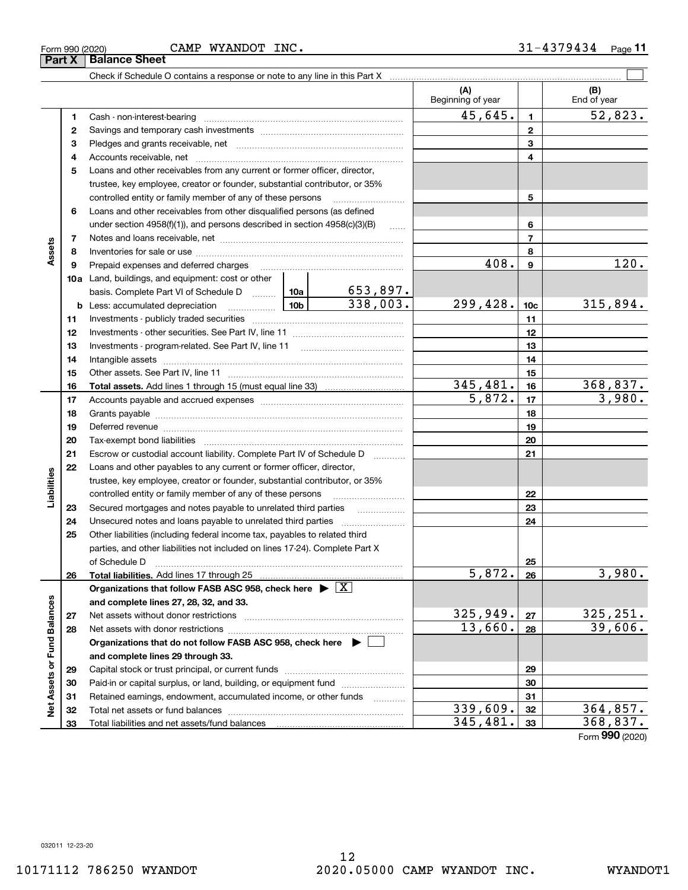Form 990 (2020) CAMP WYANDOT INC. 31-4379434

## Part X Balance Sheet

Check if Schedule O contains a response or note to any line in this Part X ☐

| | | | | (A) Beginning of year | | (B) End of year |
|---|---|---|---|---|---|---|
| **Assets** | 1 | Cash - non-interest-bearing | | 45,645. | 1 | 52,823. |
| | 2 | Savings and temporary cash investments | | | 2 | |
| | 3 | Pledges and grants receivable, net | | | 3 | |
| | 4 | Accounts receivable, net | | | 4 | |
| | 5 | Loans and other receivables from any current or former officer, director, trustee, key employee, creator or founder, substantial contributor, or 35% controlled entity or family member of any of these persons | | | 5 | |
| | 6 | Loans and other receivables from other disqualified persons (as defined under section 4958(f)(1)), and persons described in section 4958(c)(3)(B) | | | 6 | |
| | 7 | Notes and loans receivable, net | | | 7 | |
| | 8 | Inventories for sale or use | | | 8 | |
| | 9 | Prepaid expenses and deferred charges | | 408. | 9 | 120. |
| | 10a | Land, buildings, and equipment: cost or other basis. Complete Part VI of Schedule D | 10a 653,897. | | | |
| | b | Less: accumulated depreciation | 10b 338,003. | 299,428. | 10c | 315,894. |
| | 11 | Investments - publicly traded securities | | | 11 | |
| | 12 | Investments - other securities. See Part IV, line 11 | | | 12 | |
| | 13 | Investments - program-related. See Part IV, line 11 | | | 13 | |
| | 14 | Intangible assets | | | 14 | |
| | 15 | Other assets. See Part IV, line 11 | | | 15 | |
| | 16 | **Total assets.** Add lines 1 through 15 (must equal line 33) | | 345,481. | 16 | 368,837. |
| **Liabilities** | 17 | Accounts payable and accrued expenses | | 5,872. | 17 | 3,980. |
| | 18 | Grants payable | | | 18 | |
| | 19 | Deferred revenue | | | 19 | |
| | 20 | Tax-exempt bond liabilities | | | 20 | |
| | 21 | Escrow or custodial account liability. Complete Part IV of Schedule D | | | 21 | |
| | 22 | Loans and other payables to any current or former officer, director, trustee, key employee, creator or founder, substantial contributor, or 35% controlled entity or family member of any of these persons | | | 22 | |
| | 23 | Secured mortgages and notes payable to unrelated third parties | | | 23 | |
| | 24 | Unsecured notes and loans payable to unrelated third parties | | | 24 | |
| | 25 | Other liabilities (including federal income tax, payables to related third parties, and other liabilities not included on lines 17-24). Complete Part X of Schedule D | | | 25 | |
| | 26 | **Total liabilities.** Add lines 17 through 25 | | 5,872. | 26 | 3,980. |
| **Net Assets or Fund Balances** | | **Organizations that follow FASB ASC 958, check here** ▶ ☒ **and complete lines 27, 28, 32, and 33.** | | | | |
| | 27 | Net assets without donor restrictions | | 325,949. | 27 | 325,251. |
| | 28 | Net assets with donor restrictions | | 13,660. | 28 | 39,606. |
| | | **Organizations that do not follow FASB ASC 958, check here** ▶ ☐ **and complete lines 29 through 33.** | | | | |
| | 29 | Capital stock or trust principal, or current funds | | | 29 | |
| | 30 | Paid-in or capital surplus, or land, building, or equipment fund | | | 30 | |
| | 31 | Retained earnings, endowment, accumulated income, or other funds | | | 31 | |
| | 32 | Total net assets or fund balances | | 339,609. | 32 | 364,857. |
| | 33 | Total liabilities and net assets/fund balances | | 345,481. | 33 | 368,837. |

Form **990** (2020)

032011 12-23-20

10171112 786250 WYANDOT 2020.05000 CAMP WYANDOT INC. WYANDOT1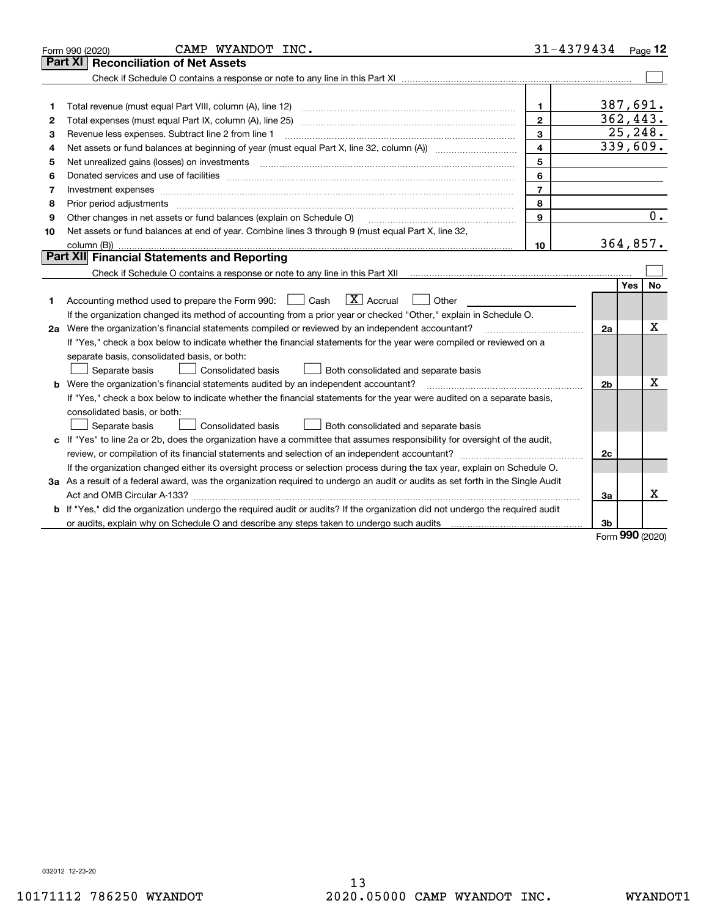Form 990 (2020) CAMP WYANDOT INC. 31-4379434 Page 12

## Part XI Reconciliation of Net Assets

Check if Schedule O contains a response or note to any line in this Part XI ☐

| | | | |
|---|---|---|---|
| 1 | Total revenue (must equal Part VIII, column (A), line 12) | 1 | 387,691. |
| 2 | Total expenses (must equal Part IX, column (A), line 25) | 2 | 362,443. |
| 3 | Revenue less expenses. Subtract line 2 from line 1 | 3 | 25,248. |
| 4 | Net assets or fund balances at beginning of year (must equal Part X, line 32, column (A)) | 4 | 339,609. |
| 5 | Net unrealized gains (losses) on investments | 5 | |
| 6 | Donated services and use of facilities | 6 | |
| 7 | Investment expenses | 7 | |
| 8 | Prior period adjustments | 8 | |
| 9 | Other changes in net assets or fund balances (explain on Schedule O) | 9 | 0. |
| 10 | Net assets or fund balances at end of year. Combine lines 3 through 9 (must equal Part X, line 32, column (B)) | 10 | 364,857. |

## Part XII Financial Statements and Reporting

Check if Schedule O contains a response or note to any line in this Part XII ☐

| | | | Yes | No |
|---|---|---|---|---|
| 1 | Accounting method used to prepare the Form 990: ☐ Cash ☒ Accrual ☐ Other<br>If the organization changed its method of accounting from a prior year or checked "Other," explain in Schedule O. | | | |
| 2a | Were the organization's financial statements compiled or reviewed by an independent accountant?<br>If "Yes," check a box below to indicate whether the financial statements for the year were compiled or reviewed on a separate basis, consolidated basis, or both:<br>☐ Separate basis ☐ Consolidated basis ☐ Both consolidated and separate basis | 2a | | X |
| b | Were the organization's financial statements audited by an independent accountant?<br>If "Yes," check a box below to indicate whether the financial statements for the year were audited on a separate basis, consolidated basis, or both:<br>☐ Separate basis ☐ Consolidated basis ☐ Both consolidated and separate basis | 2b | | X |
| c | If "Yes" to line 2a or 2b, does the organization have a committee that assumes responsibility for oversight of the audit, review, or compilation of its financial statements and selection of an independent accountant?<br>If the organization changed either its oversight process or selection process during the tax year, explain on Schedule O. | 2c | | |
| 3a | As a result of a federal award, was the organization required to undergo an audit or audits as set forth in the Single Audit Act and OMB Circular A-133? | 3a | | X |
| b | If "Yes," did the organization undergo the required audit or audits? If the organization did not undergo the required audit or audits, explain why on Schedule O and describe any steps taken to undergo such audits | 3b | | |

Form 990 (2020)

032012 12-23-20

10171112 786250 WYANDOT 2020.05000 CAMP WYANDOT INC. WYANDOT1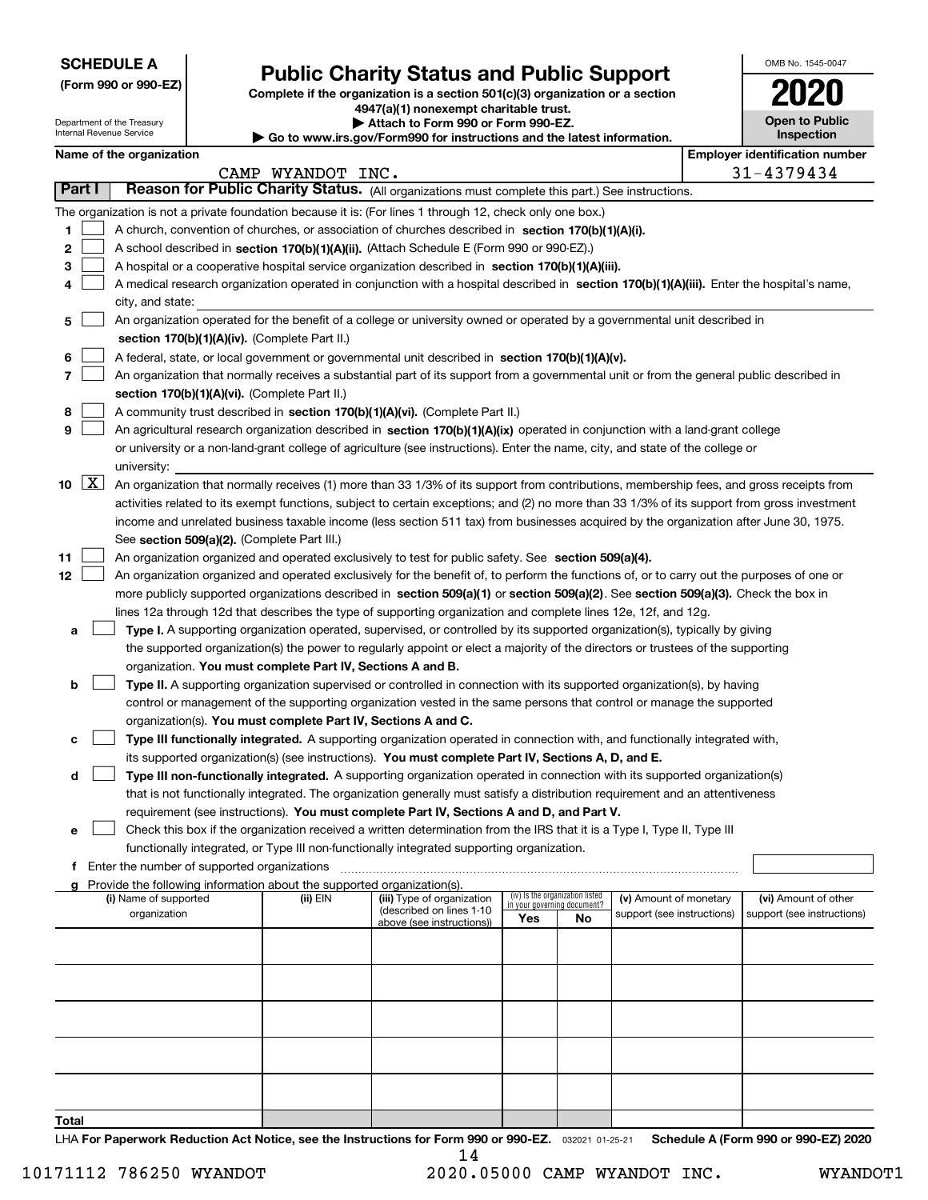**SCHEDULE A**
**(Form 990 or 990-EZ)**

Department of the Treasury
Internal Revenue Service

# Public Charity Status and Public Support

**Complete if the organization is a section 501(c)(3) organization or a section 4947(a)(1) nonexempt charitable trust.**
**▶ Attach to Form 990 or Form 990-EZ.**
**▶ Go to www.irs.gov/Form990 for instructions and the latest information.**

OMB No. 1545-0047

**2020**

**Open to Public Inspection**

**Name of the organization**
CAMP WYANDOT INC.

**Employer identification number**
31-4379434

**Part I** **Reason for Public Charity Status.** (All organizations must complete this part.) See instructions.

The organization is not a private foundation because it is: (For lines 1 through 12, check only one box.)

1 ☐ A church, convention of churches, or association of churches described in **section 170(b)(1)(A)(i).**

2 ☐ A school described in **section 170(b)(1)(A)(ii).** (Attach Schedule E (Form 990 or 990-EZ).)

3 ☐ A hospital or a cooperative hospital service organization described in **section 170(b)(1)(A)(iii).**

4 ☐ A medical research organization operated in conjunction with a hospital described in **section 170(b)(1)(A)(iii).** Enter the hospital's name, city, and state:

5 ☐ An organization operated for the benefit of a college or university owned or operated by a governmental unit described in **section 170(b)(1)(A)(iv).** (Complete Part II.)

6 ☐ A federal, state, or local government or governmental unit described in **section 170(b)(1)(A)(v).**

7 ☐ An organization that normally receives a substantial part of its support from a governmental unit or from the general public described in **section 170(b)(1)(A)(vi).** (Complete Part II.)

8 ☐ A community trust described in **section 170(b)(1)(A)(vi).** (Complete Part II.)

9 ☐ An agricultural research organization described in **section 170(b)(1)(A)(ix)** operated in conjunction with a land-grant college or university or a non-land-grant college of agriculture (see instructions). Enter the name, city, and state of the college or university:

10 ☒ An organization that normally receives (1) more than 33 1/3% of its support from contributions, membership fees, and gross receipts from activities related to its exempt functions, subject to certain exceptions; and (2) no more than 33 1/3% of its support from gross investment income and unrelated business taxable income (less section 511 tax) from businesses acquired by the organization after June 30, 1975. See **section 509(a)(2).** (Complete Part III.)

11 ☐ An organization organized and operated exclusively to test for public safety. See **section 509(a)(4).**

12 ☐ An organization organized and operated exclusively for the benefit of, to perform the functions of, or to carry out the purposes of one or more publicly supported organizations described in **section 509(a)(1)** or **section 509(a)(2)**. See **section 509(a)(3).** Check the box in lines 12a through 12d that describes the type of supporting organization and complete lines 12e, 12f, and 12g.

a ☐ **Type I.** A supporting organization operated, supervised, or controlled by its supported organization(s), typically by giving the supported organization(s) the power to regularly appoint or elect a majority of the directors or trustees of the supporting organization. **You must complete Part IV, Sections A and B.**

b ☐ **Type II.** A supporting organization supervised or controlled in connection with its supported organization(s), by having control or management of the supporting organization vested in the same persons that control or manage the supported organization(s). **You must complete Part IV, Sections A and C.**

c ☐ **Type III functionally integrated.** A supporting organization operated in connection with, and functionally integrated with, its supported organization(s) (see instructions). **You must complete Part IV, Sections A, D, and E.**

d ☐ **Type III non-functionally integrated.** A supporting organization operated in connection with its supported organization(s) that is not functionally integrated. The organization generally must satisfy a distribution requirement and an attentiveness requirement (see instructions). **You must complete Part IV, Sections A and D, and Part V.**

e ☐ Check this box if the organization received a written determination from the IRS that it is a Type I, Type II, Type III functionally integrated, or Type III non-functionally integrated supporting organization.

f Enter the number of supported organizations

g Provide the following information about the supported organization(s).

| (i) Name of supported organization | (ii) EIN | (iii) Type of organization (described on lines 1-10 above (see instructions)) | (iv) Is the organization listed in your governing document? Yes | No | (v) Amount of monetary support (see instructions) | (vi) Amount of other support (see instructions) |
|---|---|---|---|---|---|---|
| | | | | | | |
| | | | | | | |
| | | | | | | |
| | | | | | | |
| | | | | | | |
| **Total** | | | | | | |

LHA **For Paperwork Reduction Act Notice, see the Instructions for Form 990 or 990-EZ.** 032021 01-25-21 **Schedule A (Form 990 or 990-EZ) 2020**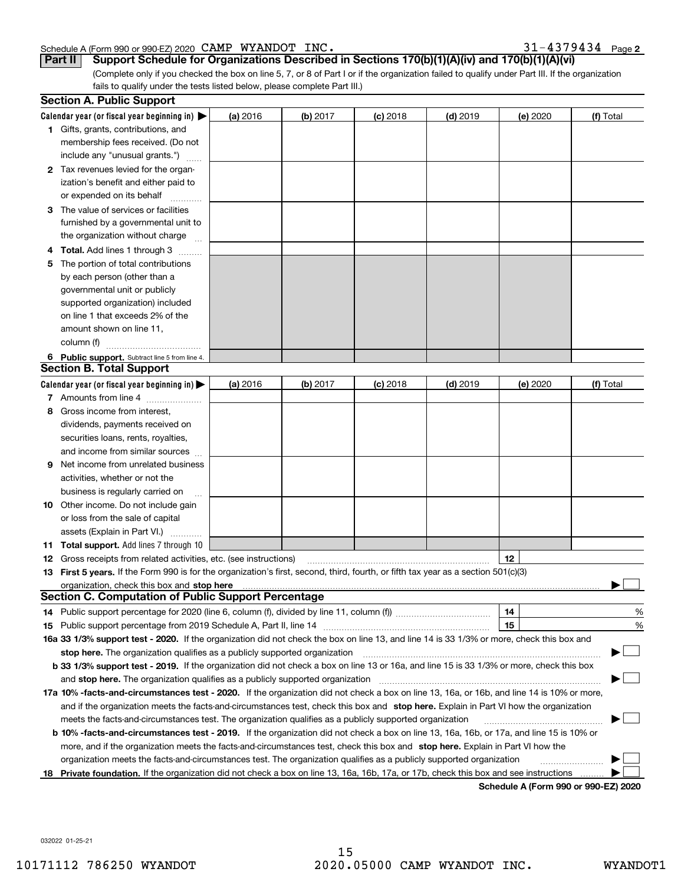Schedule A (Form 990 or 990-EZ) 2020 CAMP WYANDOT INC. 31-4379434 Page 2

**Part II** **Support Schedule for Organizations Described in Sections 170(b)(1)(A)(iv) and 170(b)(1)(A)(vi)**

(Complete only if you checked the box on line 5, 7, or 8 of Part I or if the organization failed to qualify under Part III. If the organization fails to qualify under the tests listed below, please complete Part III.)

### Section A. Public Support

| Calendar year (or fiscal year beginning in) ▶ | (a) 2016 | (b) 2017 | (c) 2018 | (d) 2019 | (e) 2020 | (f) Total |
|---|---|---|---|---|---|---|
| **1** Gifts, grants, contributions, and membership fees received. (Do not include any "unusual grants.") | | | | | | |
| **2** Tax revenues levied for the organization's benefit and either paid to or expended on its behalf | | | | | | |
| **3** The value of services or facilities furnished by a governmental unit to the organization without charge | | | | | | |
| **4** **Total.** Add lines 1 through 3 | | | | | | |
| **5** The portion of total contributions by each person (other than a governmental unit or publicly supported organization) included on line 1 that exceeds 2% of the amount shown on line 11, column (f) | | | | | | |
| **6** **Public support.** Subtract line 5 from line 4. | | | | | | |

### Section B. Total Support

| Calendar year (or fiscal year beginning in) ▶ | (a) 2016 | (b) 2017 | (c) 2018 | (d) 2019 | (e) 2020 | (f) Total |
|---|---|---|---|---|---|---|
| **7** Amounts from line 4 | | | | | | |
| **8** Gross income from interest, dividends, payments received on securities loans, rents, royalties, and income from similar sources | | | | | | |
| **9** Net income from unrelated business activities, whether or not the business is regularly carried on | | | | | | |
| **10** Other income. Do not include gain or loss from the sale of capital assets (Explain in Part VI.) | | | | | | |
| **11** **Total support.** Add lines 7 through 10 | | | | | | |

**12** Gross receipts from related activities, etc. (see instructions) **12**

**13** **First 5 years.** If the Form 990 is for the organization's first, second, third, fourth, or fifth tax year as a section 501(c)(3) organization, check this box and **stop here** ▶ ☐

### Section C. Computation of Public Support Percentage

**14** Public support percentage for 2020 (line 6, column (f), divided by line 11, column (f)) **14** %

**15** Public support percentage from 2019 Schedule A, Part II, line 14 **15** %

**16a 33 1/3% support test - 2020.** If the organization did not check the box on line 13, and line 14 is 33 1/3% or more, check this box and **stop here.** The organization qualifies as a publicly supported organization ▶ ☐

**b 33 1/3% support test - 2019.** If the organization did not check a box on line 13 or 16a, and line 15 is 33 1/3% or more, check this box and **stop here.** The organization qualifies as a publicly supported organization ▶ ☐

**17a 10% -facts-and-circumstances test - 2020.** If the organization did not check a box on line 13, 16a, or 16b, and line 14 is 10% or more, and if the organization meets the facts-and-circumstances test, check this box and **stop here.** Explain in Part VI how the organization meets the facts-and-circumstances test. The organization qualifies as a publicly supported organization ▶ ☐

**b 10% -facts-and-circumstances test - 2019.** If the organization did not check a box on line 13, 16a, 16b, or 17a, and line 15 is 10% or more, and if the organization meets the facts-and-circumstances test, check this box and **stop here.** Explain in Part VI how the organization meets the facts-and-circumstances test. The organization qualifies as a publicly supported organization ▶ ☐

**18** **Private foundation.** If the organization did not check a box on line 13, 16a, 16b, 17a, or 17b, check this box and see instructions ▶ ☐

**Schedule A (Form 990 or 990-EZ) 2020**

032022 01-25-21

10171112 786250 WYANDOT 2020.05000 CAMP WYANDOT INC. WYANDOT1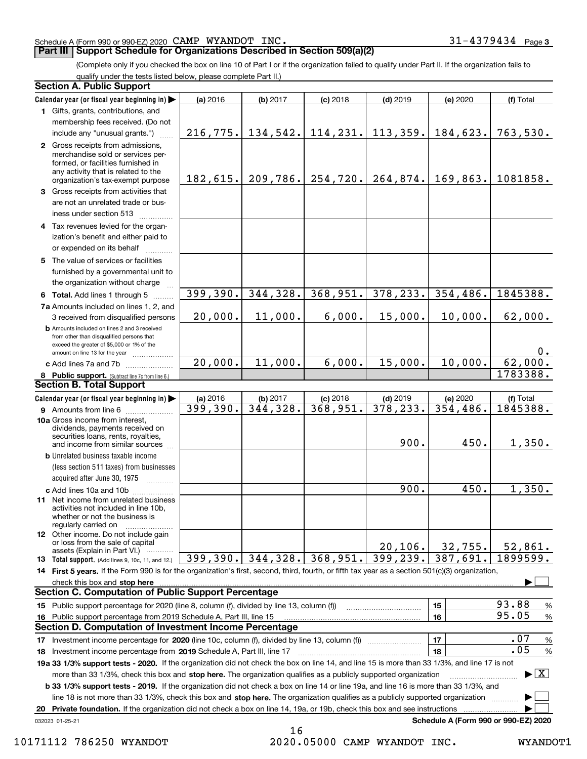Schedule A (Form 990 or 990-EZ) 2020 CAMP WYANDOT INC. 31-4379434 Page 3

## Part III Support Schedule for Organizations Described in Section 509(a)(2)

(Complete only if you checked the box on line 10 of Part I or if the organization failed to qualify under Part II. If the organization fails to qualify under the tests listed below, please complete Part II.)

### Section A. Public Support

| Calendar year (or fiscal year beginning in) ▶ | (a) 2016 | (b) 2017 | (c) 2018 | (d) 2019 | (e) 2020 | (f) Total |
|---|---|---|---|---|---|---|
| 1 Gifts, grants, contributions, and membership fees received. (Do not include any "unusual grants.") | 216,775. | 134,542. | 114,231. | 113,359. | 184,623. | 763,530. |
| 2 Gross receipts from admissions, merchandise sold or services performed, or facilities furnished in any activity that is related to the organization's tax-exempt purpose | 182,615. | 209,786. | 254,720. | 264,874. | 169,863. | 1081858. |
| 3 Gross receipts from activities that are not an unrelated trade or business under section 513 | | | | | | |
| 4 Tax revenues levied for the organization's benefit and either paid to or expended on its behalf | | | | | | |
| 5 The value of services or facilities furnished by a governmental unit to the organization without charge | | | | | | |
| 6 **Total.** Add lines 1 through 5 | 399,390. | 344,328. | 368,951. | 378,233. | 354,486. | 1845388. |
| 7a Amounts included on lines 1, 2, and 3 received from disqualified persons | 20,000. | 11,000. | 6,000. | 15,000. | 10,000. | 62,000. |
| b Amounts included on lines 2 and 3 received from other than disqualified persons that exceed the greater of $5,000 or 1% of the amount on line 13 for the year | | | | | | 0. |
| c Add lines 7a and 7b | 20,000. | 11,000. | 6,000. | 15,000. | 10,000. | 62,000. |
| 8 **Public support.** (Subtract line 7c from line 6.) | | | | | | 1783388. |

### Section B. Total Support

| Calendar year (or fiscal year beginning in) ▶ | (a) 2016 | (b) 2017 | (c) 2018 | (d) 2019 | (e) 2020 | (f) Total |
|---|---|---|---|---|---|---|
| 9 Amounts from line 6 | 399,390. | 344,328. | 368,951. | 378,233. | 354,486. | 1845388. |
| 10a Gross income from interest, dividends, payments received on securities loans, rents, royalties, and income from similar sources | | | | 900. | 450. | 1,350. |
| b Unrelated business taxable income (less section 511 taxes) from businesses acquired after June 30, 1975 | | | | | | |
| c Add lines 10a and 10b | | | | 900. | 450. | 1,350. |
| 11 Net income from unrelated business activities not included in line 10b, whether or not the business is regularly carried on | | | | | | |
| 12 Other income. Do not include gain or loss from the sale of capital assets (Explain in Part VI.) | | | | 20,106. | 32,755. | 52,861. |
| 13 **Total support.** (Add lines 9, 10c, 11, and 12.) | 399,390. | 344,328. | 368,951. | 399,239. | 387,691. | 1899599. |

14 **First 5 years.** If the Form 990 is for the organization's first, second, third, fourth, or fifth tax year as a section 501(c)(3) organization, check this box and **stop here** ▶ ☐

### Section C. Computation of Public Support Percentage

| | | |
|---|---|---|
| 15 Public support percentage for 2020 (line 8, column (f), divided by line 13, column (f)) | 15 | 93.88 % |
| 16 Public support percentage from 2019 Schedule A, Part III, line 15 | 16 | 95.05 % |

### Section D. Computation of Investment Income Percentage

| | | |
|---|---|---|
| 17 Investment income percentage for **2020** (line 10c, column (f), divided by line 13, column (f)) | 17 | .07 % |
| 18 Investment income percentage from **2019** Schedule A, Part III, line 17 | 18 | .05 % |

**19a 33 1/3% support tests - 2020.** If the organization did not check the box on line 14, and line 15 is more than 33 1/3%, and line 17 is not more than 33 1/3%, check this box and **stop here.** The organization qualifies as a publicly supported organization ▶ ☒

**b 33 1/3% support tests - 2019.** If the organization did not check a box on line 14 or line 19a, and line 16 is more than 33 1/3%, and line 18 is not more than 33 1/3%, check this box and **stop here.** The organization qualifies as a publicly supported organization ▶ ☐

**20 Private foundation.** If the organization did not check a box on line 14, 19a, or 19b, check this box and see instructions ▶ ☐

032023 01-25-21 **Schedule A (Form 990 or 990-EZ) 2020**

10171112 786250 WYANDOT 2020.05000 CAMP WYANDOT INC. WYANDOT1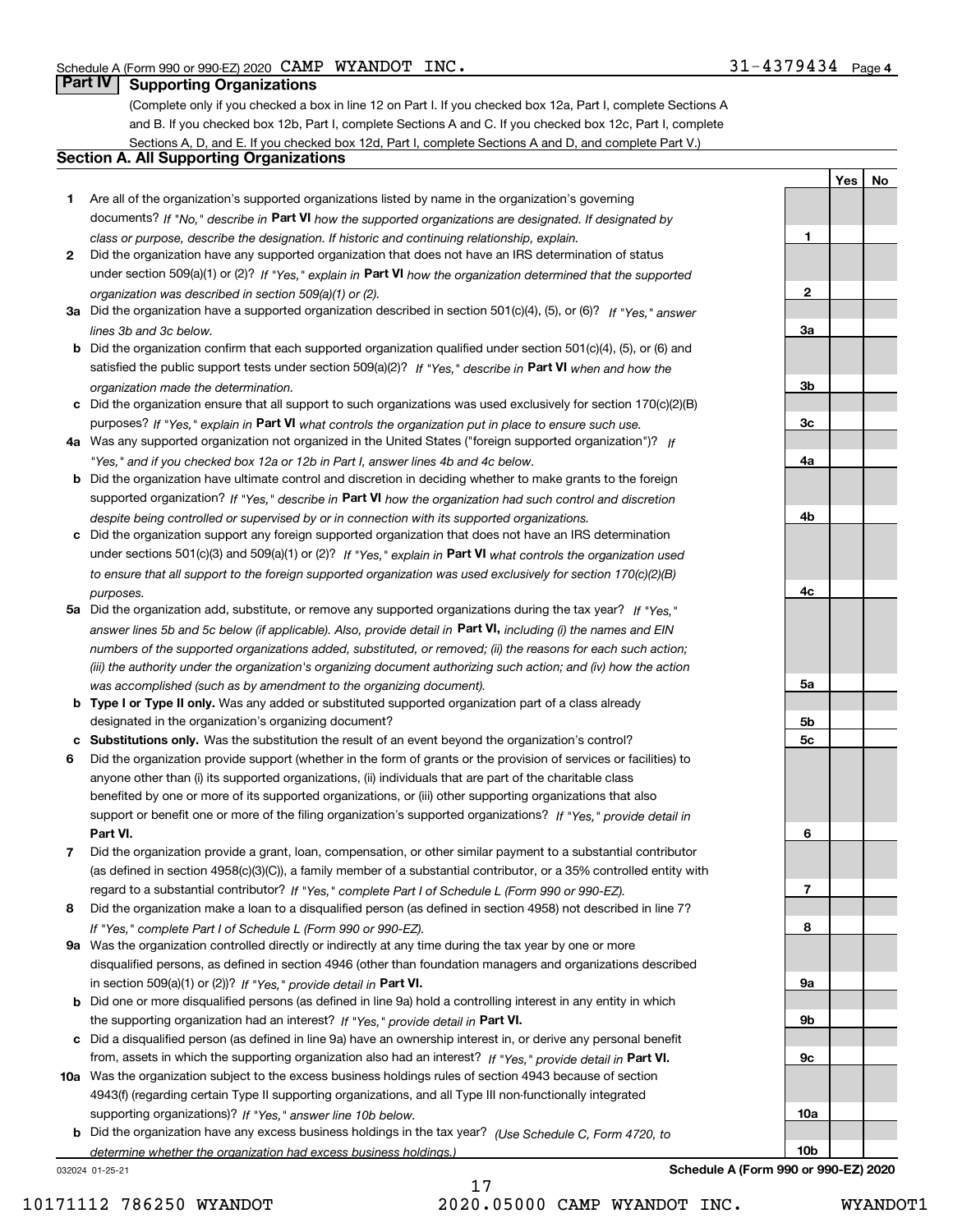Schedule A (Form 990 or 990-EZ) 2020 CAMP WYANDOT INC. 31-4379434 Page 4

## Part IV Supporting Organizations

(Complete only if you checked a box in line 12 on Part I. If you checked box 12a, Part I, complete Sections A and B. If you checked box 12b, Part I, complete Sections A and C. If you checked box 12c, Part I, complete Sections A, D, and E. If you checked box 12d, Part I, complete Sections A and D, and complete Part V.)

### Section A. All Supporting Organizations

| | | | Yes | No |
|---|---|---|---|---|
| **1** | Are all of the organization's supported organizations listed by name in the organization's governing documents? *If "No," describe in* **Part VI** *how the supported organizations are designated. If designated by class or purpose, describe the designation. If historic and continuing relationship, explain.* | **1** | | |
| **2** | Did the organization have any supported organization that does not have an IRS determination of status under section 509(a)(1) or (2)? *If "Yes," explain in* **Part VI** *how the organization determined that the supported organization was described in section 509(a)(1) or (2).* | **2** | | |
| **3a** | Did the organization have a supported organization described in section 501(c)(4), (5), or (6)? *If "Yes," answer lines 3b and 3c below.* | **3a** | | |
| **b** | Did the organization confirm that each supported organization qualified under section 501(c)(4), (5), or (6) and satisfied the public support tests under section 509(a)(2)? *If "Yes," describe in* **Part VI** *when and how the organization made the determination.* | **3b** | | |
| **c** | Did the organization ensure that all support to such organizations was used exclusively for section 170(c)(2)(B) purposes? *If "Yes," explain in* **Part VI** *what controls the organization put in place to ensure such use.* | **3c** | | |
| **4a** | Was any supported organization not organized in the United States ("foreign supported organization")? *If "Yes," and if you checked box 12a or 12b in Part I, answer lines 4b and 4c below.* | **4a** | | |
| **b** | Did the organization have ultimate control and discretion in deciding whether to make grants to the foreign supported organization? *If "Yes," describe in* **Part VI** *how the organization had such control and discretion despite being controlled or supervised by or in connection with its supported organizations.* | **4b** | | |
| **c** | Did the organization support any foreign supported organization that does not have an IRS determination under sections 501(c)(3) and 509(a)(1) or (2)? *If "Yes," explain in* **Part VI** *what controls the organization used to ensure that all support to the foreign supported organization was used exclusively for section 170(c)(2)(B) purposes.* | **4c** | | |
| **5a** | Did the organization add, substitute, or remove any supported organizations during the tax year? *If "Yes," answer lines 5b and 5c below (if applicable). Also, provide detail in* **Part VI,** *including (i) the names and EIN numbers of the supported organizations added, substituted, or removed; (ii) the reasons for each such action; (iii) the authority under the organization's organizing document authorizing such action; and (iv) how the action was accomplished (such as by amendment to the organizing document).* | **5a** | | |
| **b** | **Type I or Type II only.** Was any added or substituted supported organization part of a class already designated in the organization's organizing document? | **5b** | | |
| **c** | **Substitutions only.** Was the substitution the result of an event beyond the organization's control? | **5c** | | |
| **6** | Did the organization provide support (whether in the form of grants or the provision of services or facilities) to anyone other than (i) its supported organizations, (ii) individuals that are part of the charitable class benefited by one or more of its supported organizations, or (iii) other supporting organizations that also support or benefit one or more of the filing organization's supported organizations? *If "Yes," provide detail in* **Part VI.** | **6** | | |
| **7** | Did the organization provide a grant, loan, compensation, or other similar payment to a substantial contributor (as defined in section 4958(c)(3)(C)), a family member of a substantial contributor, or a 35% controlled entity with regard to a substantial contributor? *If "Yes," complete Part I of Schedule L (Form 990 or 990-EZ).* | **7** | | |
| **8** | Did the organization make a loan to a disqualified person (as defined in section 4958) not described in line 7? *If "Yes," complete Part I of Schedule L (Form 990 or 990-EZ).* | **8** | | |
| **9a** | Was the organization controlled directly or indirectly at any time during the tax year by one or more disqualified persons, as defined in section 4946 (other than foundation managers and organizations described in section 509(a)(1) or (2))? *If "Yes," provide detail in* **Part VI.** | **9a** | | |
| **b** | Did one or more disqualified persons (as defined in line 9a) hold a controlling interest in any entity in which the supporting organization had an interest? *If "Yes," provide detail in* **Part VI.** | **9b** | | |
| **c** | Did a disqualified person (as defined in line 9a) have an ownership interest in, or derive any personal benefit from, assets in which the supporting organization also had an interest? *If "Yes," provide detail in* **Part VI.** | **9c** | | |
| **10a** | Was the organization subject to the excess business holdings rules of section 4943 because of section 4943(f) (regarding certain Type II supporting organizations, and all Type III non-functionally integrated supporting organizations)? *If "Yes," answer line 10b below.* | **10a** | | |
| **b** | Did the organization have any excess business holdings in the tax year? *(Use Schedule C, Form 4720, to determine whether the organization had excess business holdings.)* | **10b** | | |

032024 01-25-21 **Schedule A (Form 990 or 990-EZ) 2020**

10171112 786250 WYANDOT 2020.05000 CAMP WYANDOT INC. WYANDOT1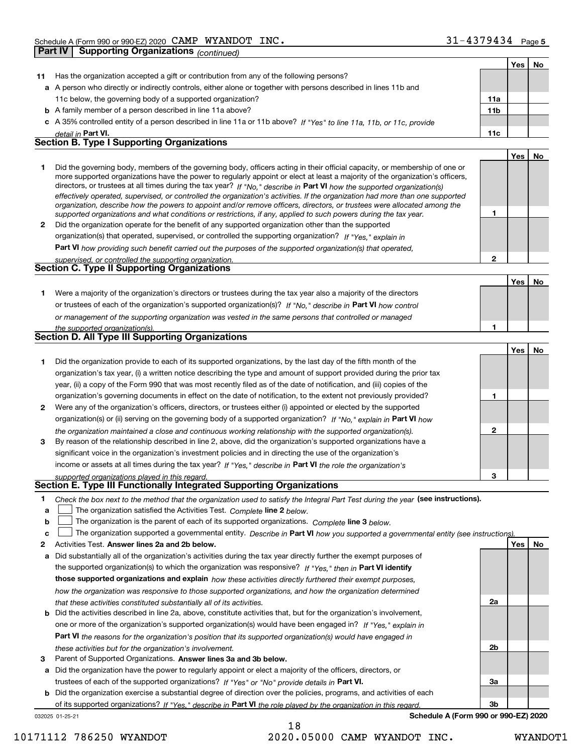Schedule A (Form 990 or 990-EZ) 2020 CAMP WYANDOT INC. 31-4379434 Page 5

## Part IV Supporting Organizations *(continued)*

| | | | Yes | No |
|---|---|---|---|---|
| **11** | Has the organization accepted a gift or contribution from any of the following persons? | | | |
| **a** | A person who directly or indirectly controls, either alone or together with persons described in lines 11b and 11c below, the governing body of a supported organization? | 11a | | |
| **b** | A family member of a person described in line 11a above? | 11b | | |
| **c** | A 35% controlled entity of a person described in line 11a or 11b above? *If "Yes" to line 11a, 11b, or 11c, provide detail in* **Part VI.** | 11c | | |

### Section B. Type I Supporting Organizations

| | | | Yes | No |
|---|---|---|---|---|
| **1** | Did the governing body, members of the governing body, officers acting in their official capacity, or membership of one or more supported organizations have the power to regularly appoint or elect at least a majority of the organization's officers, directors, or trustees at all times during the tax year? *If "No," describe in* **Part VI** *how the supported organization(s) effectively operated, supervised, or controlled the organization's activities. If the organization had more than one supported organization, describe how the powers to appoint and/or remove officers, directors, or trustees were allocated among the supported organizations and what conditions or restrictions, if any, applied to such powers during the tax year.* | 1 | | |
| **2** | Did the organization operate for the benefit of any supported organization other than the supported organization(s) that operated, supervised, or controlled the supporting organization? *If "Yes," explain in* **Part VI** *how providing such benefit carried out the purposes of the supported organization(s) that operated, supervised, or controlled the supporting organization.* | 2 | | |

### Section C. Type II Supporting Organizations

| | | | Yes | No |
|---|---|---|---|---|
| **1** | Were a majority of the organization's directors or trustees during the tax year also a majority of the directors or trustees of each of the organization's supported organization(s)? *If "No," describe in* **Part VI** *how control or management of the supporting organization was vested in the same persons that controlled or managed the supported organization(s).* | 1 | | |

### Section D. All Type III Supporting Organizations

| | | | Yes | No |
|---|---|---|---|---|
| **1** | Did the organization provide to each of its supported organizations, by the last day of the fifth month of the organization's tax year, (i) a written notice describing the type and amount of support provided during the prior tax year, (ii) a copy of the Form 990 that was most recently filed as of the date of notification, and (iii) copies of the organization's governing documents in effect on the date of notification, to the extent not previously provided? | 1 | | |
| **2** | Were any of the organization's officers, directors, or trustees either (i) appointed or elected by the supported organization(s) or (ii) serving on the governing body of a supported organization? *If "No," explain in* **Part VI** *how the organization maintained a close and continuous working relationship with the supported organization(s).* | 2 | | |
| **3** | By reason of the relationship described in line 2, above, did the organization's supported organizations have a significant voice in the organization's investment policies and in directing the use of the organization's income or assets at all times during the tax year? *If "Yes," describe in* **Part VI** *the role the organization's supported organizations played in this regard.* | 3 | | |

### Section E. Type III Functionally Integrated Supporting Organizations

**1** *Check the box next to the method that the organization used to satisfy the Integral Part Test during the year* **(see instructions).**

- **a** ☐ The organization satisfied the Activities Test. *Complete* **line 2** *below.*
- **b** ☐ The organization is the parent of each of its supported organizations. *Complete* **line 3** *below.*
- **c** ☐ The organization supported a governmental entity. *Describe in* **Part VI** *how you supported a governmental entity (see instructions).*

| | | | Yes | No |
|---|---|---|---|---|
| **2** | Activities Test. **Answer lines 2a and 2b below.** | | | |
| **a** | Did substantially all of the organization's activities during the tax year directly further the exempt purposes of the supported organization(s) to which the organization was responsive? *If "Yes," then in* **Part VI identify those supported organizations and explain** *how these activities directly furthered their exempt purposes, how the organization was responsive to those supported organizations, and how the organization determined that these activities constituted substantially all of its activities.* | 2a | | |
| **b** | Did the activities described in line 2a, above, constitute activities that, but for the organization's involvement, one or more of the organization's supported organization(s) would have been engaged in? *If "Yes," explain in* **Part VI** *the reasons for the organization's position that its supported organization(s) would have engaged in these activities but for the organization's involvement.* | 2b | | |
| **3** | Parent of Supported Organizations. **Answer lines 3a and 3b below.** | | | |
| **a** | Did the organization have the power to regularly appoint or elect a majority of the officers, directors, or trustees of each of the supported organizations? *If "Yes" or "No" provide details in* **Part VI.** | 3a | | |
| **b** | Did the organization exercise a substantial degree of direction over the policies, programs, and activities of each of its supported organizations? *If "Yes," describe in* **Part VI** *the role played by the organization in this regard.* | 3b | | |

032025 01-25-21 **Schedule A (Form 990 or 990-EZ) 2020**

10171112 786250 WYANDOT 2020.05000 CAMP WYANDOT INC. WYANDOT1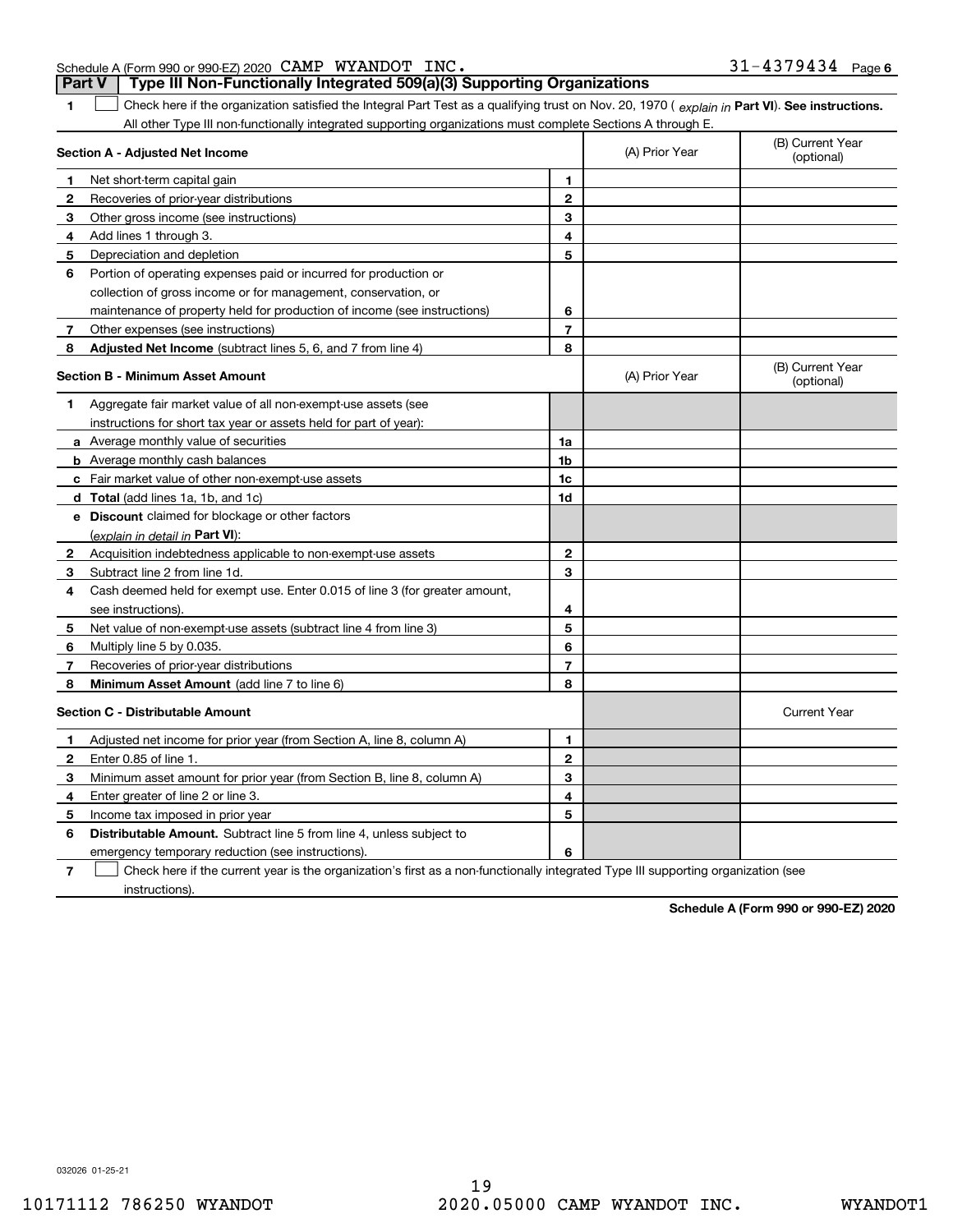Schedule A (Form 990 or 990-EZ) 2020 CAMP WYANDOT INC. 31-4379434 Page 6

**Part V | Type III Non-Functionally Integrated 509(a)(3) Supporting Organizations**

**1** ☐ Check here if the organization satisfied the Integral Part Test as a qualifying trust on Nov. 20, 1970 ( *explain in* **Part VI**). **See instructions.** All other Type III non-functionally integrated supporting organizations must complete Sections A through E.

| **Section A - Adjusted Net Income** | | | (A) Prior Year | (B) Current Year (optional) |
|---|---|---|---|---|
| **1** | Net short-term capital gain | **1** | | |
| **2** | Recoveries of prior-year distributions | **2** | | |
| **3** | Other gross income (see instructions) | **3** | | |
| **4** | Add lines 1 through 3. | **4** | | |
| **5** | Depreciation and depletion | **5** | | |
| **6** | Portion of operating expenses paid or incurred for production or collection of gross income or for management, conservation, or maintenance of property held for production of income (see instructions) | **6** | | |
| **7** | Other expenses (see instructions) | **7** | | |
| **8** | **Adjusted Net Income** (subtract lines 5, 6, and 7 from line 4) | **8** | | |

| **Section B - Minimum Asset Amount** | | | (A) Prior Year | (B) Current Year (optional) |
|---|---|---|---|---|
| **1** | Aggregate fair market value of all non-exempt-use assets (see instructions for short tax year or assets held for part of year): | | | |
| **a** | Average monthly value of securities | **1a** | | |
| **b** | Average monthly cash balances | **1b** | | |
| **c** | Fair market value of other non-exempt-use assets | **1c** | | |
| **d** | **Total** (add lines 1a, 1b, and 1c) | **1d** | | |
| **e** | **Discount** claimed for blockage or other factors (*explain in detail in* **Part VI**): | | | |
| **2** | Acquisition indebtedness applicable to non-exempt-use assets | **2** | | |
| **3** | Subtract line 2 from line 1d. | **3** | | |
| **4** | Cash deemed held for exempt use. Enter 0.015 of line 3 (for greater amount, see instructions). | **4** | | |
| **5** | Net value of non-exempt-use assets (subtract line 4 from line 3) | **5** | | |
| **6** | Multiply line 5 by 0.035. | **6** | | |
| **7** | Recoveries of prior-year distributions | **7** | | |
| **8** | **Minimum Asset Amount** (add line 7 to line 6) | **8** | | |

| **Section C - Distributable Amount** | | | | Current Year |
|---|---|---|---|---|
| **1** | Adjusted net income for prior year (from Section A, line 8, column A) | **1** | | |
| **2** | Enter 0.85 of line 1. | **2** | | |
| **3** | Minimum asset amount for prior year (from Section B, line 8, column A) | **3** | | |
| **4** | Enter greater of line 2 or line 3. | **4** | | |
| **5** | Income tax imposed in prior year | **5** | | |
| **6** | **Distributable Amount.** Subtract line 5 from line 4, unless subject to emergency temporary reduction (see instructions). | **6** | | |

**7** ☐ Check here if the current year is the organization's first as a non-functionally integrated Type III supporting organization (see instructions).

**Schedule A (Form 990 or 990-EZ) 2020**

032026 01-25-21

19

10171112 786250 WYANDOT 2020.05000 CAMP WYANDOT INC. WYANDOT1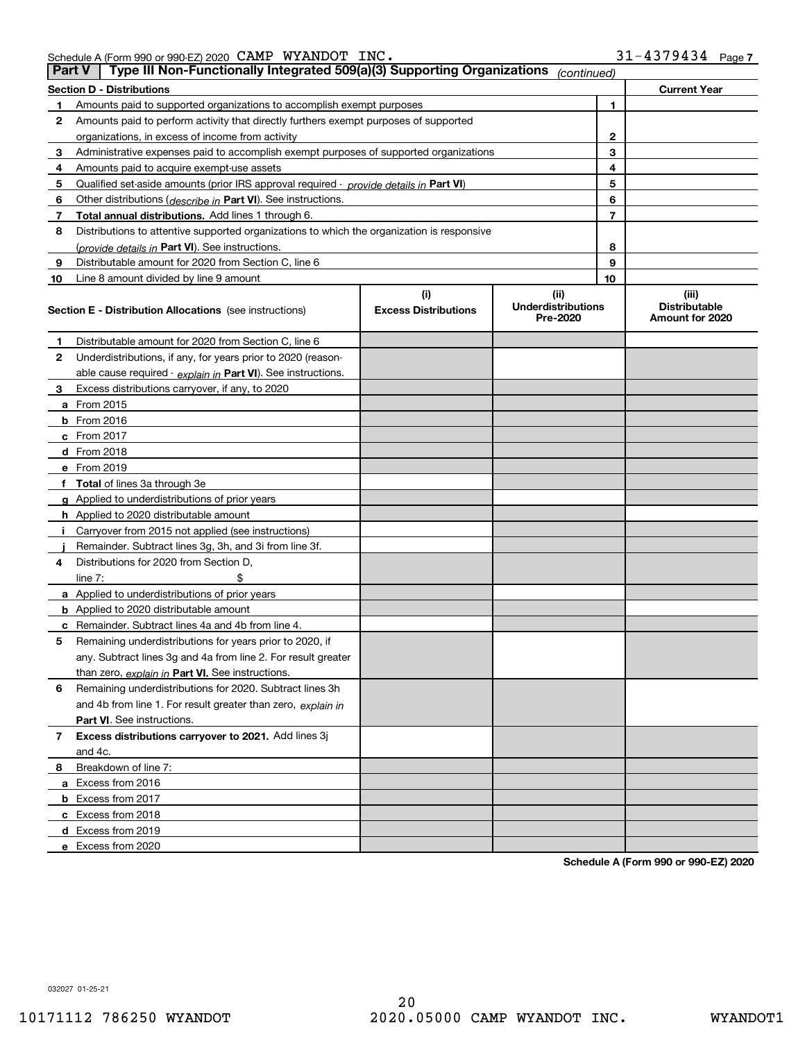Schedule A (Form 990 or 990-EZ) 2020 CAMP WYANDOT INC. 31-4379434 Page 7

## Part V | Type III Non-Functionally Integrated 509(a)(3) Supporting Organizations *(continued)*

| Section D - Distributions | | Current Year |
|---|---|---|
| 1 Amounts paid to supported organizations to accomplish exempt purposes | 1 | |
| 2 Amounts paid to perform activity that directly furthers exempt purposes of supported organizations, in excess of income from activity | 2 | |
| 3 Administrative expenses paid to accomplish exempt purposes of supported organizations | 3 | |
| 4 Amounts paid to acquire exempt-use assets | 4 | |
| 5 Qualified set-aside amounts (prior IRS approval required - *provide details in* **Part VI**) | 5 | |
| 6 Other distributions (*describe in* **Part VI**). See instructions. | 6 | |
| 7 **Total annual distributions.** Add lines 1 through 6. | 7 | |
| 8 Distributions to attentive supported organizations to which the organization is responsive (*provide details in* **Part VI**). See instructions. | 8 | |
| 9 Distributable amount for 2020 from Section C, line 6 | 9 | |
| 10 Line 8 amount divided by line 9 amount | 10 | |

| Section E - Distribution Allocations (see instructions) | (i) Excess Distributions | (ii) Underdistributions Pre-2020 | (iii) Distributable Amount for 2020 |
|---|---|---|---|
| 1 Distributable amount for 2020 from Section C, line 6 | | | |
| 2 Underdistributions, if any, for years prior to 2020 (reasonable cause required - *explain in* **Part VI**). See instructions. | | | |
| 3 Excess distributions carryover, if any, to 2020 | | | |
| a From 2015 | | | |
| b From 2016 | | | |
| c From 2017 | | | |
| d From 2018 | | | |
| e From 2019 | | | |
| f **Total** of lines 3a through 3e | | | |
| g Applied to underdistributions of prior years | | | |
| h Applied to 2020 distributable amount | | | |
| i Carryover from 2015 not applied (see instructions) | | | |
| j Remainder. Subtract lines 3g, 3h, and 3i from line 3f. | | | |
| 4 Distributions for 2020 from Section D, line 7: $ | | | |
| a Applied to underdistributions of prior years | | | |
| b Applied to 2020 distributable amount | | | |
| c Remainder. Subtract lines 4a and 4b from line 4. | | | |
| 5 Remaining underdistributions for years prior to 2020, if any. Subtract lines 3g and 4a from line 2. For result greater than zero, *explain in* **Part VI.** See instructions. | | | |
| 6 Remaining underdistributions for 2020. Subtract lines 3h and 4b from line 1. For result greater than zero, *explain in* **Part VI**. See instructions. | | | |
| 7 **Excess distributions carryover to 2021.** Add lines 3j and 4c. | | | |
| 8 Breakdown of line 7: | | | |
| a Excess from 2016 | | | |
| b Excess from 2017 | | | |
| c Excess from 2018 | | | |
| d Excess from 2019 | | | |
| e Excess from 2020 | | | |

**Schedule A (Form 990 or 990-EZ) 2020**

032027 01-25-21

10171112 786250 WYANDOT 2020.05000 CAMP WYANDOT INC. WYANDOT1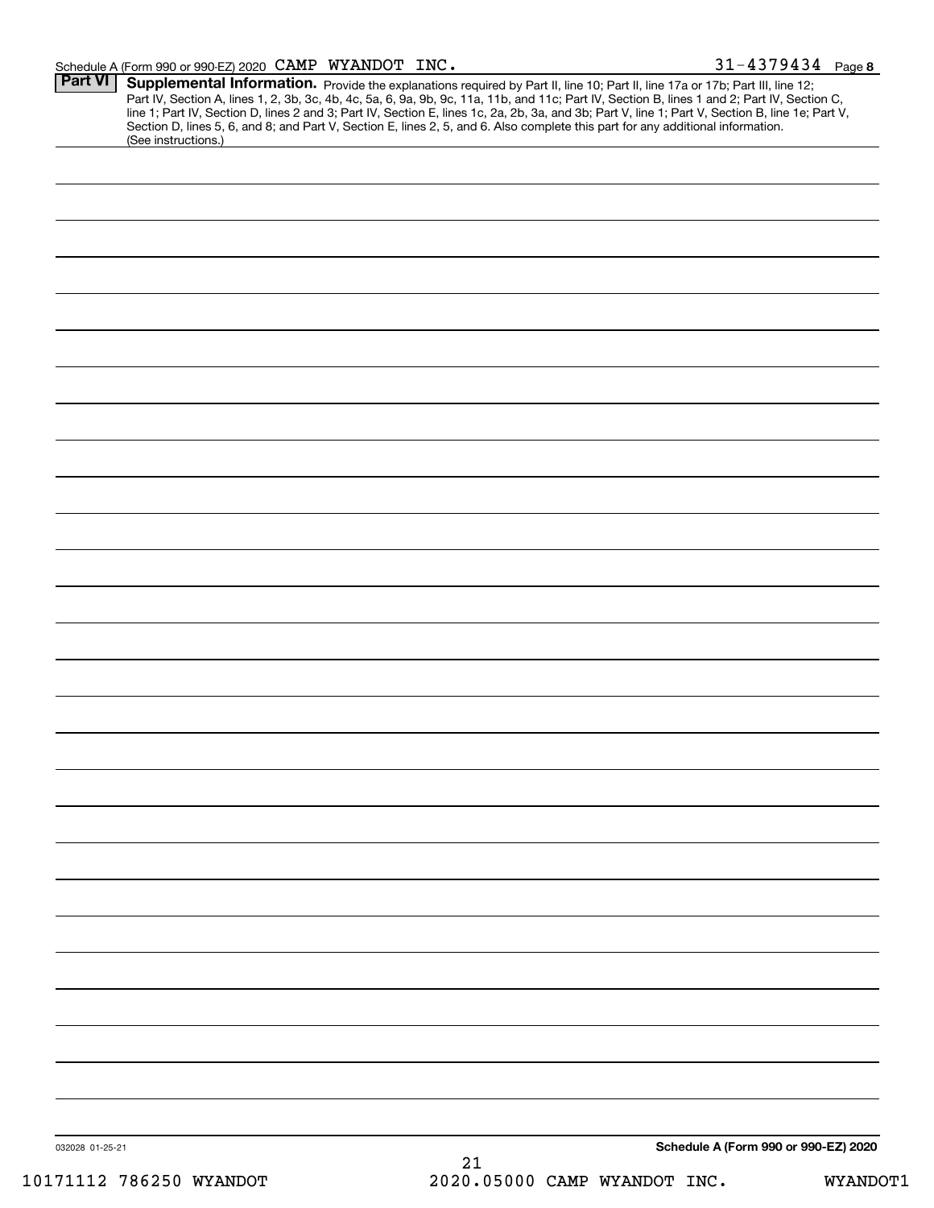Schedule A (Form 990 or 990-EZ) 2020 CAMP WYANDOT INC. 31-4379434 Page **8**

**Part VI** **Supplemental Information.** Provide the explanations required by Part II, line 10; Part II, line 17a or 17b; Part III, line 12; Part IV, Section A, lines 1, 2, 3b, 3c, 4b, 4c, 5a, 6, 9a, 9b, 9c, 11a, 11b, and 11c; Part IV, Section B, lines 1 and 2; Part IV, Section C, line 1; Part IV, Section D, lines 2 and 3; Part IV, Section E, lines 1c, 2a, 2b, 3a, and 3b; Part V, line 1; Part V, Section B, line 1e; Part V, Section D, lines 5, 6, and 8; and Part V, Section E, lines 2, 5, and 6. Also complete this part for any additional information. (See instructions.)

032028 01-25-21 **Schedule A (Form 990 or 990-EZ) 2020**

10171112 786250 WYANDOT 2020.05000 CAMP WYANDOT INC. WYANDOT1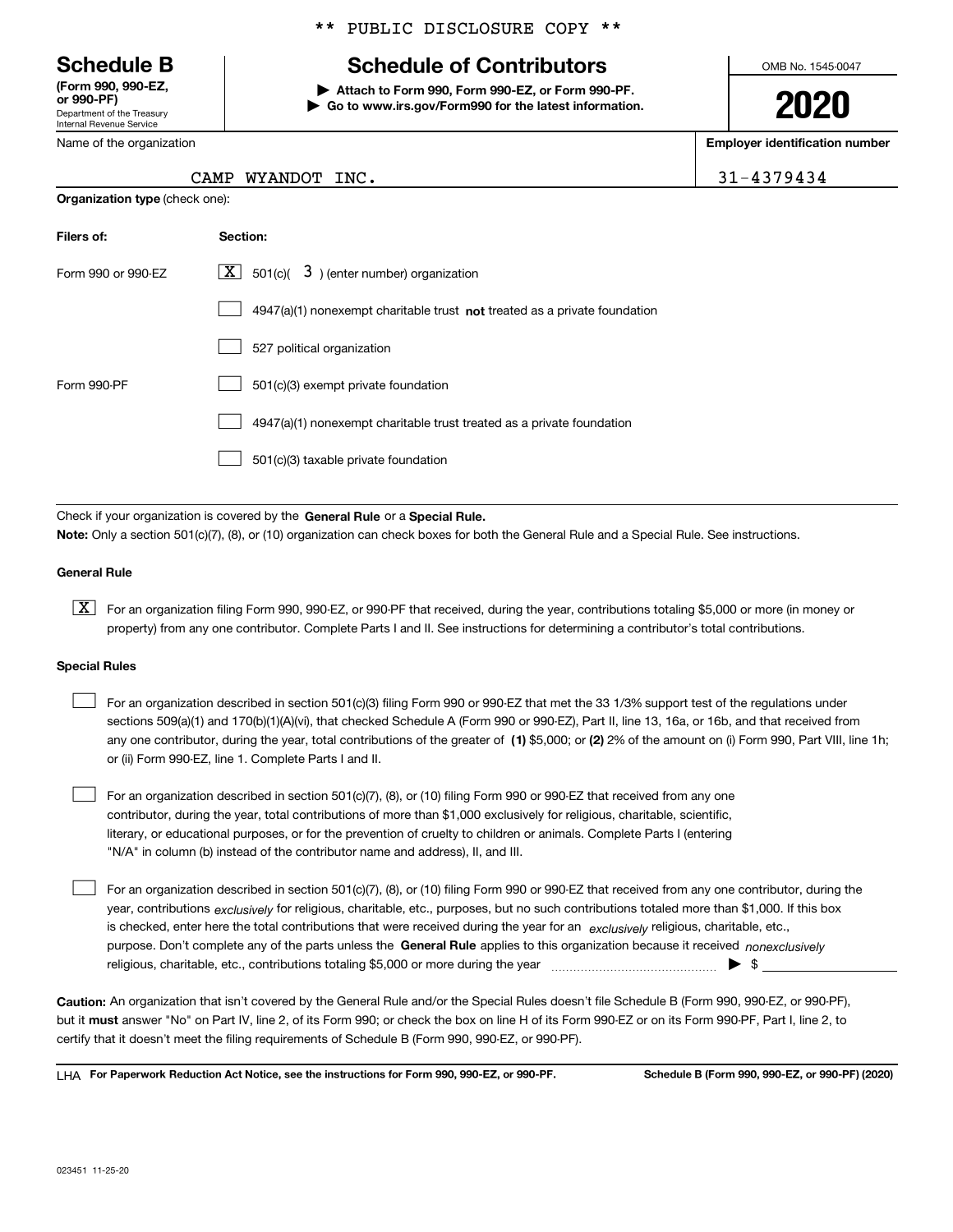\*\* PUBLIC DISCLOSURE COPY \*\*

# Schedule B

**(Form 990, 990-EZ, or 990-PF)**
Department of the Treasury
Internal Revenue Service

## Schedule of Contributors

▶ **Attach to Form 990, Form 990-EZ, or Form 990-PF.**
▶ **Go to www.irs.gov/Form990 for the latest information.**

OMB No. 1545-0047

**2020**

Name of the organization: CAMP WYANDOT INC.

**Employer identification number**: 31-4379434

**Organization type** (check one):

| **Filers of:** | **Section:** |
|---|---|
| Form 990 or 990-EZ | [X] 501(c)( 3 ) (enter number) organization |
| | [ ] 4947(a)(1) nonexempt charitable trust **not** treated as a private foundation |
| | [ ] 527 political organization |
| Form 990-PF | [ ] 501(c)(3) exempt private foundation |
| | [ ] 4947(a)(1) nonexempt charitable trust treated as a private foundation |
| | [ ] 501(c)(3) taxable private foundation |

Check if your organization is covered by the **General Rule** or a **Special Rule.**

**Note:** Only a section 501(c)(7), (8), or (10) organization can check boxes for both the General Rule and a Special Rule. See instructions.

### General Rule

[X] For an organization filing Form 990, 990-EZ, or 990-PF that received, during the year, contributions totaling $5,000 or more (in money or property) from any one contributor. Complete Parts I and II. See instructions for determining a contributor's total contributions.

### Special Rules

[ ] For an organization described in section 501(c)(3) filing Form 990 or 990-EZ that met the 33 1/3% support test of the regulations under sections 509(a)(1) and 170(b)(1)(A)(vi), that checked Schedule A (Form 990 or 990-EZ), Part II, line 13, 16a, or 16b, and that received from any one contributor, during the year, total contributions of the greater of **(1)** $5,000; or **(2)** 2% of the amount on (i) Form 990, Part VIII, line 1h; or (ii) Form 990-EZ, line 1. Complete Parts I and II.

[ ] For an organization described in section 501(c)(7), (8), or (10) filing Form 990 or 990-EZ that received from any one contributor, during the year, total contributions of more than $1,000 exclusively for religious, charitable, scientific, literary, or educational purposes, or for the prevention of cruelty to children or animals. Complete Parts I (entering "N/A" in column (b) instead of the contributor name and address), II, and III.

[ ] For an organization described in section 501(c)(7), (8), or (10) filing Form 990 or 990-EZ that received from any one contributor, during the year, contributions *exclusively* for religious, charitable, etc., purposes, but no such contributions totaled more than $1,000. If this box is checked, enter here the total contributions that were received during the year for an *exclusively* religious, charitable, etc., purpose. Don't complete any of the parts unless the **General Rule** applies to this organization because it received *nonexclusively* religious, charitable, etc., contributions totaling $5,000 or more during the year ▶ $

**Caution:** An organization that isn't covered by the General Rule and/or the Special Rules doesn't file Schedule B (Form 990, 990-EZ, or 990-PF), but it **must** answer "No" on Part IV, line 2, of its Form 990; or check the box on line H of its Form 990-EZ or on its Form 990-PF, Part I, line 2, to certify that it doesn't meet the filing requirements of Schedule B (Form 990, 990-EZ, or 990-PF).

LHA **For Paperwork Reduction Act Notice, see the instructions for Form 990, 990-EZ, or 990-PF.** **Schedule B (Form 990, 990-EZ, or 990-PF) (2020)**

023451 11-25-20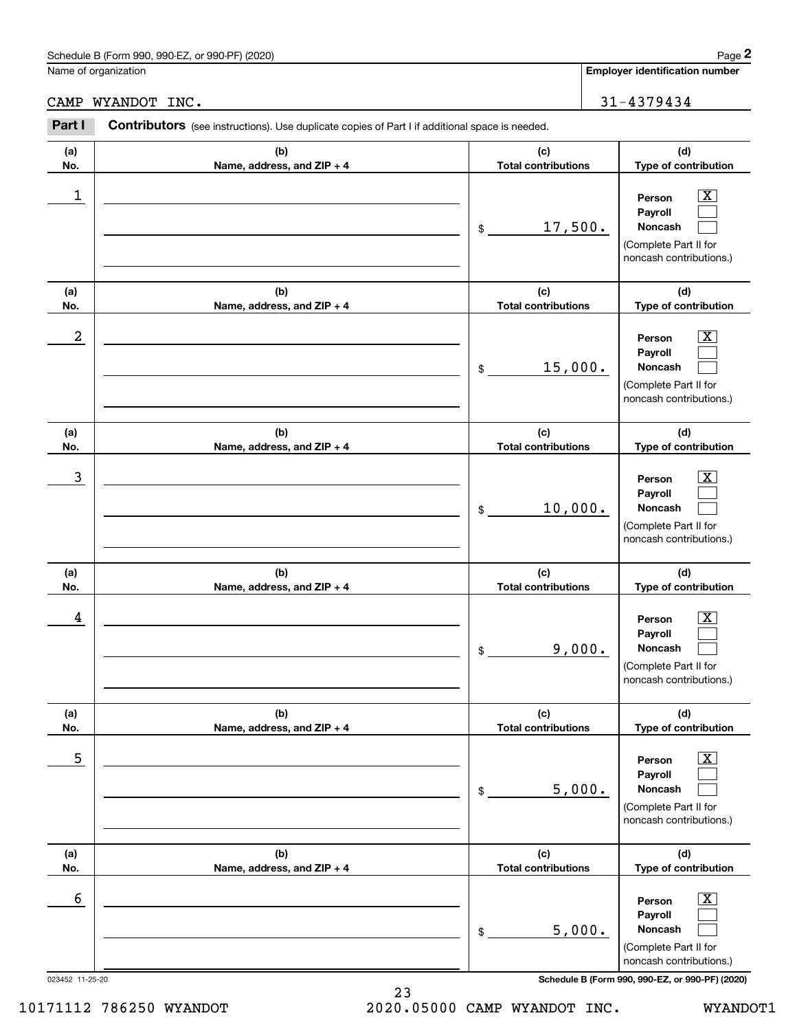Schedule B (Form 990, 990-EZ, or 990-PF) (2020)

Name of organization: CAMP WYANDOT INC.

Employer identification number: 31-4379434

**Part I** **Contributors** (see instructions). Use duplicate copies of Part I if additional space is needed.

| (a) No. | (b) Name, address, and ZIP + 4 | (c) Total contributions | (d) Type of contribution |
|---|---|---|---|
| 1 | | $ 17,500. | Person [X] Payroll [ ] Noncash [ ] (Complete Part II for noncash contributions.) |
| 2 | | $ 15,000. | Person [X] Payroll [ ] Noncash [ ] (Complete Part II for noncash contributions.) |
| 3 | | $ 10,000. | Person [X] Payroll [ ] Noncash [ ] (Complete Part II for noncash contributions.) |
| 4 | | $ 9,000. | Person [X] Payroll [ ] Noncash [ ] (Complete Part II for noncash contributions.) |
| 5 | | $ 5,000. | Person [X] Payroll [ ] Noncash [ ] (Complete Part II for noncash contributions.) |
| 6 | | $ 5,000. | Person [X] Payroll [ ] Noncash [ ] (Complete Part II for noncash contributions.) |

023452 11-25-20

10171112 786250 WYANDOT 2020.05000 CAMP WYANDOT INC. WYANDOT1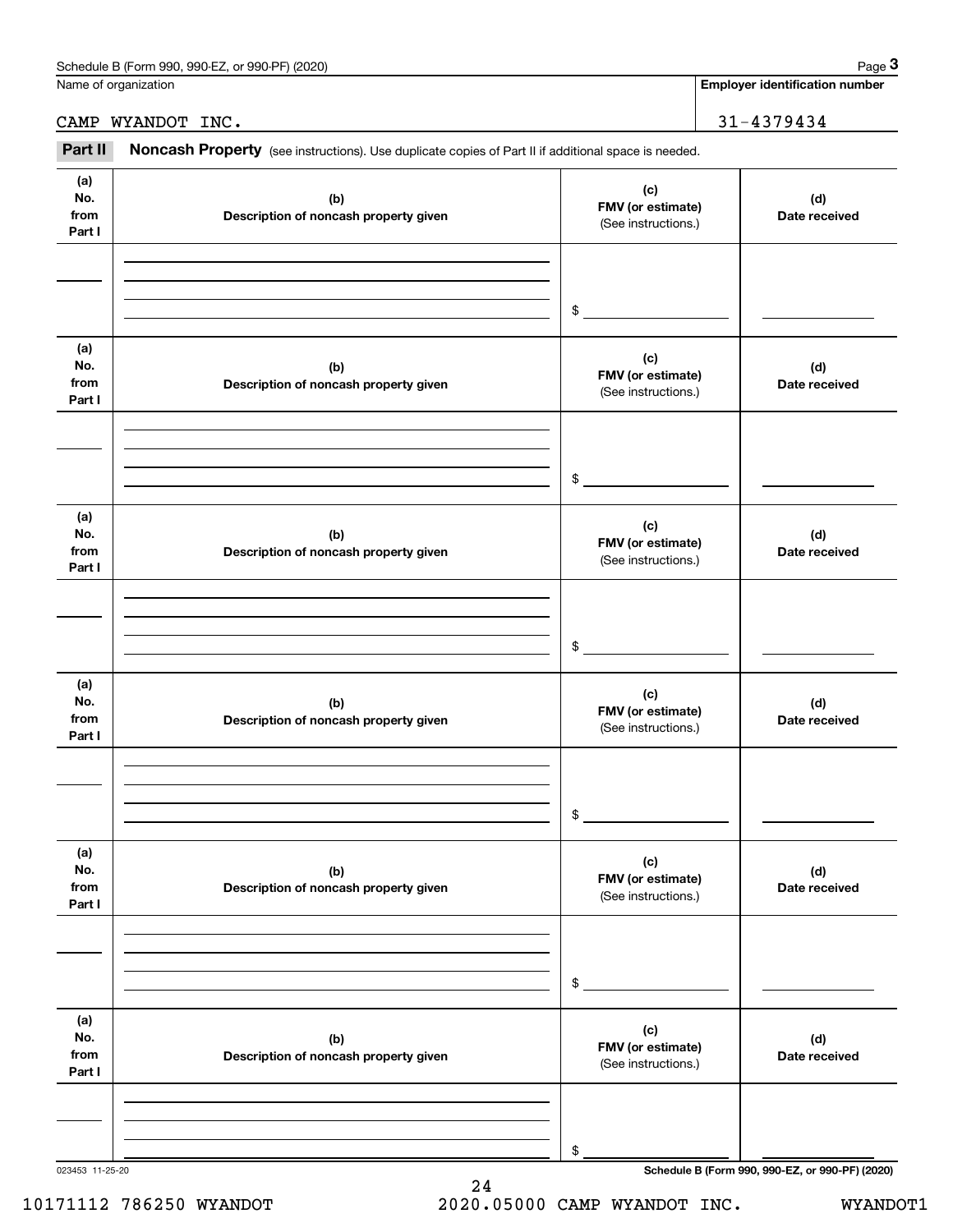Name of organization

CAMP WYANDOT INC.

**Employer identification number**

31-4379434

**Part II** **Noncash Property** (see instructions). Use duplicate copies of Part II if additional space is needed.

| (a) No. from Part I | (b) Description of noncash property given | (c) FMV (or estimate) (See instructions.) | (d) Date received |
|---|---|---|---|
| | | $ | |

| (a) No. from Part I | (b) Description of noncash property given | (c) FMV (or estimate) (See instructions.) | (d) Date received |
|---|---|---|---|
| | | $ | |

| (a) No. from Part I | (b) Description of noncash property given | (c) FMV (or estimate) (See instructions.) | (d) Date received |
|---|---|---|---|
| | | $ | |

| (a) No. from Part I | (b) Description of noncash property given | (c) FMV (or estimate) (See instructions.) | (d) Date received |
|---|---|---|---|
| | | $ | |

| (a) No. from Part I | (b) Description of noncash property given | (c) FMV (or estimate) (See instructions.) | (d) Date received |
|---|---|---|---|
| | | $ | |

| (a) No. from Part I | (b) Description of noncash property given | (c) FMV (or estimate) (See instructions.) | (d) Date received |
|---|---|---|---|
| | | $ | |

023453 11-25-20

**Schedule B (Form 990, 990-EZ, or 990-PF) (2020)**

10171112 786250 WYANDOT 2020.05000 CAMP WYANDOT INC. WYANDOT1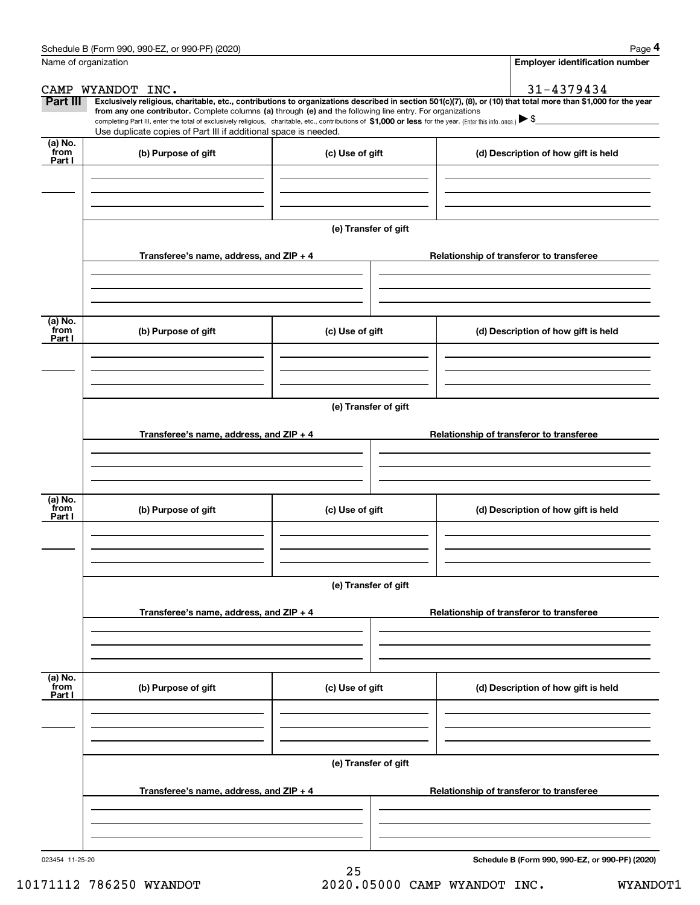Name of organization

CAMP WYANDOT INC.

**Employer identification number**

31-4379434

**Part III** **Exclusively religious, charitable, etc., contributions to organizations described in section 501(c)(7), (8), or (10) that total more than $1,000 for the year from any one contributor.** Complete columns **(a)** through **(e) and** the following line entry. For organizations completing Part III, enter the total of exclusively religious, charitable, etc., contributions of **$1,000 or less** for the year. (Enter this info. once.) ▶ $

Use duplicate copies of Part III if additional space is needed.

| (a) No. from Part I | (b) Purpose of gift | (c) Use of gift | (d) Description of how gift is held |
|---|---|---|---|
| | | | |

**(e) Transfer of gift**

| Transferee's name, address, and ZIP + 4 | Relationship of transferor to transferee |
|---|---|
| | |

| (a) No. from Part I | (b) Purpose of gift | (c) Use of gift | (d) Description of how gift is held |
|---|---|---|---|
| | | | |

**(e) Transfer of gift**

| Transferee's name, address, and ZIP + 4 | Relationship of transferor to transferee |
|---|---|
| | |

| (a) No. from Part I | (b) Purpose of gift | (c) Use of gift | (d) Description of how gift is held |
|---|---|---|---|
| | | | |

**(e) Transfer of gift**

| Transferee's name, address, and ZIP + 4 | Relationship of transferor to transferee |
|---|---|
| | |

| (a) No. from Part I | (b) Purpose of gift | (c) Use of gift | (d) Description of how gift is held |
|---|---|---|---|
| | | | |

**(e) Transfer of gift**

| Transferee's name, address, and ZIP + 4 | Relationship of transferor to transferee |
|---|---|
| | |

023454 11-25-20

**Schedule B (Form 990, 990-EZ, or 990-PF) (2020)**

10171112 786250 WYANDOT 2020.05000 CAMP WYANDOT INC. WYANDOT1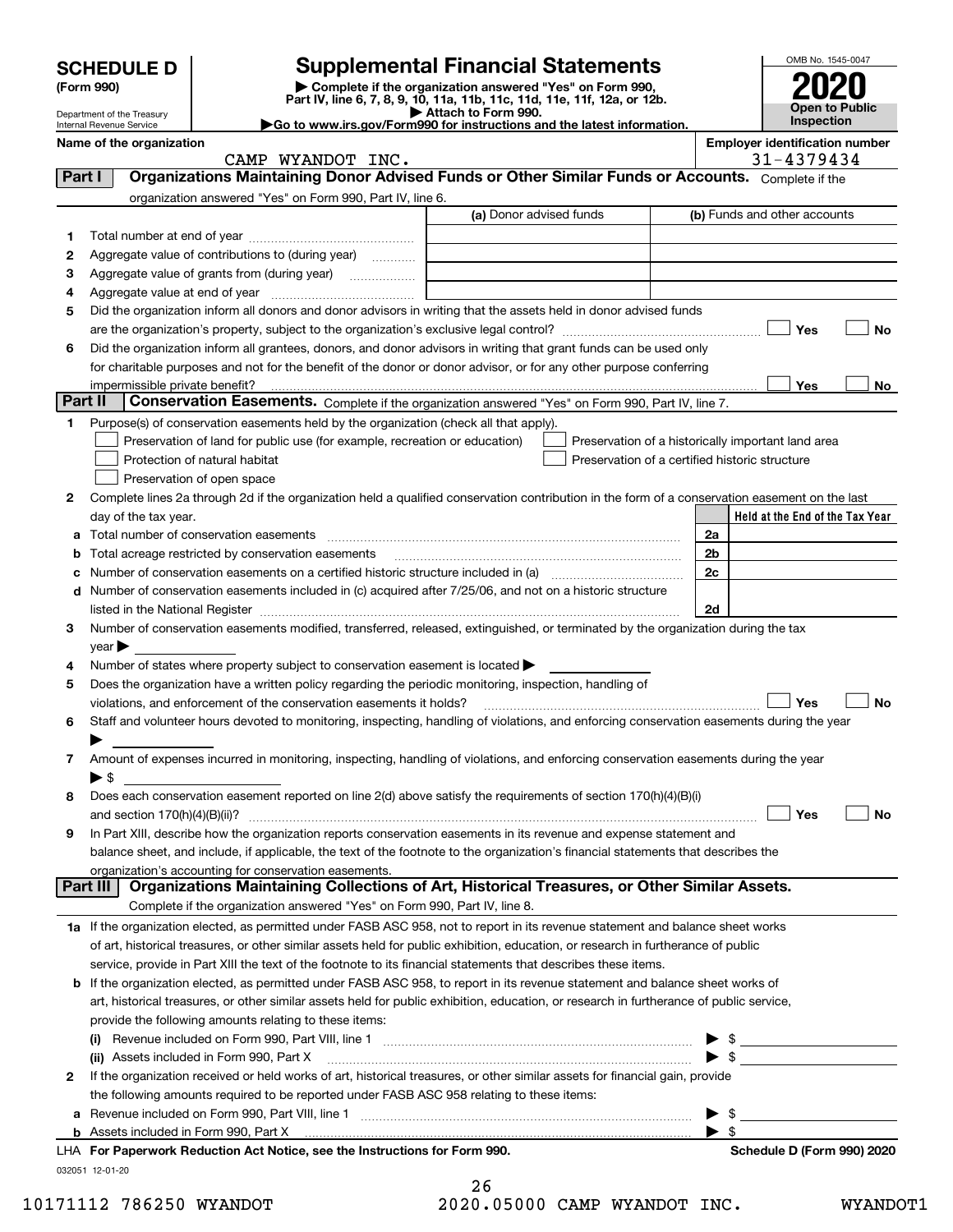# SCHEDULE D (Form 990)

Department of the Treasury
Internal Revenue Service

## Supplemental Financial Statements

▶ Complete if the organization answered "Yes" on Form 990, Part IV, line 6, 7, 8, 9, 10, 11a, 11b, 11c, 11d, 11e, 11f, 12a, or 12b.
▶ Attach to Form 990.
▶Go to www.irs.gov/Form990 for instructions and the latest information.

OMB No. 1545-0047

**2020**

**Open to Public Inspection**

Name of the organization: CAMP WYANDOT INC.

Employer identification number: 31-4379434

## Part I Organizations Maintaining Donor Advised Funds or Other Similar Funds or Accounts.
Complete if the organization answered "Yes" on Form 990, Part IV, line 6.

| | | (a) Donor advised funds | (b) Funds and other accounts |
|---|---|---|---|
| 1 | Total number at end of year | | |
| 2 | Aggregate value of contributions to (during year) | | |
| 3 | Aggregate value of grants from (during year) | | |
| 4 | Aggregate value at end of year | | |

5 Did the organization inform all donors and donor advisors in writing that the assets held in donor advised funds are the organization's property, subject to the organization's exclusive legal control? ☐ Yes ☐ No

6 Did the organization inform all grantees, donors, and donor advisors in writing that grant funds can be used only for charitable purposes and not for the benefit of the donor or donor advisor, or for any other purpose conferring impermissible private benefit? ☐ Yes ☐ No

## Part II Conservation Easements.
Complete if the organization answered "Yes" on Form 990, Part IV, line 7.

1 Purpose(s) of conservation easements held by the organization (check all that apply).
- ☐ Preservation of land for public use (for example, recreation or education)
- ☐ Protection of natural habitat
- ☐ Preservation of open space
- ☐ Preservation of a historically important land area
- ☐ Preservation of a certified historic structure

2 Complete lines 2a through 2d if the organization held a qualified conservation contribution in the form of a conservation easement on the last day of the tax year.

| | | | Held at the End of the Tax Year |
|---|---|---|---|
| a | Total number of conservation easements | 2a | |
| b | Total acreage restricted by conservation easements | 2b | |
| c | Number of conservation easements on a certified historic structure included in (a) | 2c | |
| d | Number of conservation easements included in (c) acquired after 7/25/06, and not on a historic structure listed in the National Register | 2d | |

3 Number of conservation easements modified, transferred, released, extinguished, or terminated by the organization during the tax year ▶

4 Number of states where property subject to conservation easement is located ▶

5 Does the organization have a written policy regarding the periodic monitoring, inspection, handling of violations, and enforcement of the conservation easements it holds? ☐ Yes ☐ No

6 Staff and volunteer hours devoted to monitoring, inspecting, handling of violations, and enforcing conservation easements during the year ▶

7 Amount of expenses incurred in monitoring, inspecting, handling of violations, and enforcing conservation easements during the year ▶ $

8 Does each conservation easement reported on line 2(d) above satisfy the requirements of section 170(h)(4)(B)(i) and section 170(h)(4)(B)(ii)? ☐ Yes ☐ No

9 In Part XIII, describe how the organization reports conservation easements in its revenue and expense statement and balance sheet, and include, if applicable, the text of the footnote to the organization's financial statements that describes the organization's accounting for conservation easements.

## Part III Organizations Maintaining Collections of Art, Historical Treasures, or Other Similar Assets.
Complete if the organization answered "Yes" on Form 990, Part IV, line 8.

1a If the organization elected, as permitted under FASB ASC 958, not to report in its revenue statement and balance sheet works of art, historical treasures, or other similar assets held for public exhibition, education, or research in furtherance of public service, provide in Part XIII the text of the footnote to its financial statements that describes these items.

b If the organization elected, as permitted under FASB ASC 958, to report in its revenue statement and balance sheet works of art, historical treasures, or other similar assets held for public exhibition, education, or research in furtherance of public service, provide the following amounts relating to these items:

(i) Revenue included on Form 990, Part VIII, line 1 ▶ $

(ii) Assets included in Form 990, Part X ▶ $

2 If the organization received or held works of art, historical treasures, or other similar assets for financial gain, provide the following amounts required to be reported under FASB ASC 958 relating to these items:

a Revenue included on Form 990, Part VIII, line 1 ▶ $

b Assets included in Form 990, Part X ▶ $

LHA For Paperwork Reduction Act Notice, see the Instructions for Form 990. Schedule D (Form 990) 2020

032051 12-01-20

10171112 786250 WYANDOT 2020.05000 CAMP WYANDOT INC. WYANDOT1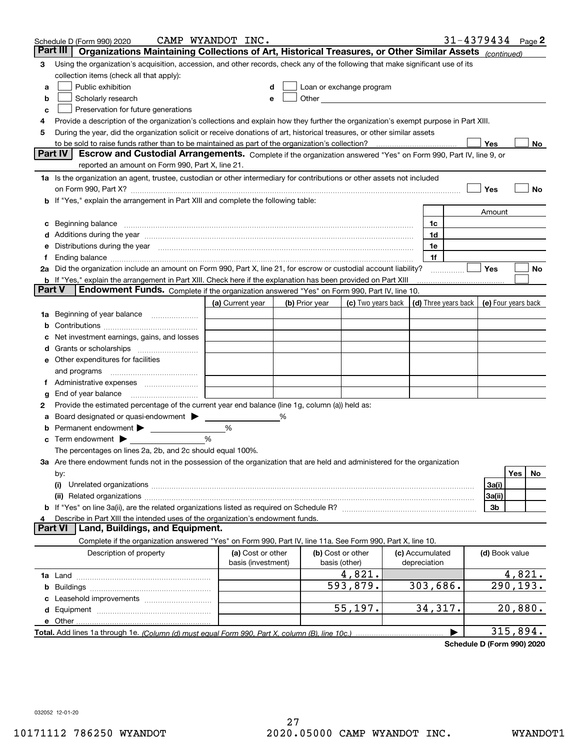Schedule D (Form 990) 2020 CAMP WYANDOT INC. 31-4379434 Page 2

**Part III** **Organizations Maintaining Collections of Art, Historical Treasures, or Other Similar Assets** *(continued)*

3 Using the organization's acquisition, accession, and other records, check any of the following that make significant use of its collection items (check all that apply):

a ☐ Public exhibition
b ☐ Scholarly research
c ☐ Preservation for future generations
d ☐ Loan or exchange program
e ☐ Other

4 Provide a description of the organization's collections and explain how they further the organization's exempt purpose in Part XIII.

5 During the year, did the organization solicit or receive donations of art, historical treasures, or other similar assets to be sold to raise funds rather than to be maintained as part of the organization's collection? ☐ Yes ☐ No

**Part IV** **Escrow and Custodial Arrangements.** Complete if the organization answered "Yes" on Form 990, Part IV, line 9, or reported an amount on Form 990, Part X, line 21.

1a Is the organization an agent, trustee, custodian or other intermediary for contributions or other assets not included on Form 990, Part X? ☐ Yes ☐ No

b If "Yes," explain the arrangement in Part XIII and complete the following table:

| | | Amount |
|---|---|---|
| c Beginning balance | 1c | |
| d Additions during the year | 1d | |
| e Distributions during the year | 1e | |
| f Ending balance | 1f | |

2a Did the organization include an amount on Form 990, Part X, line 21, for escrow or custodial account liability? ☐ Yes ☐ No

b If "Yes," explain the arrangement in Part XIII. Check here if the explanation has been provided on Part XIII ☐

**Part V** **Endowment Funds.** Complete if the organization answered "Yes" on Form 990, Part IV, line 10.

| | (a) Current year | (b) Prior year | (c) Two years back | (d) Three years back | (e) Four years back |
|---|---|---|---|---|---|
| 1a Beginning of year balance | | | | | |
| b Contributions | | | | | |
| c Net investment earnings, gains, and losses | | | | | |
| d Grants or scholarships | | | | | |
| e Other expenditures for facilities and programs | | | | | |
| f Administrative expenses | | | | | |
| g End of year balance | | | | | |

2 Provide the estimated percentage of the current year end balance (line 1g, column (a)) held as:

a Board designated or quasi-endowment ▶ %
b Permanent endowment ▶ %
c Term endowment ▶ %

The percentages on lines 2a, 2b, and 2c should equal 100%.

3a Are there endowment funds not in the possession of the organization that are held and administered for the organization by:

| | | Yes | No |
|---|---|---|---|
| (i) Unrelated organizations | 3a(i) | | |
| (ii) Related organizations | 3a(ii) | | |
| b If "Yes" on line 3a(ii), are the related organizations listed as required on Schedule R? | 3b | | |

4 Describe in Part XIII the intended uses of the organization's endowment funds.

**Part VI** **Land, Buildings, and Equipment.**

Complete if the organization answered "Yes" on Form 990, Part IV, line 11a. See Form 990, Part X, line 10.

| Description of property | (a) Cost or other basis (investment) | (b) Cost or other basis (other) | (c) Accumulated depreciation | (d) Book value |
|---|---|---|---|---|
| 1a Land | | 4,821. | | 4,821. |
| b Buildings | | 593,879. | 303,686. | 290,193. |
| c Leasehold improvements | | | | |
| d Equipment | | 55,197. | 34,317. | 20,880. |
| e Other | | | | |
| **Total.** Add lines 1a through 1e. *(Column (d) must equal Form 990, Part X, column (B), line 10c.)* | | | ▶ | 315,894. |

**Schedule D (Form 990) 2020**

032052 12-01-20

10171112 786250 WYANDOT 2020.05000 CAMP WYANDOT INC. WYANDOT1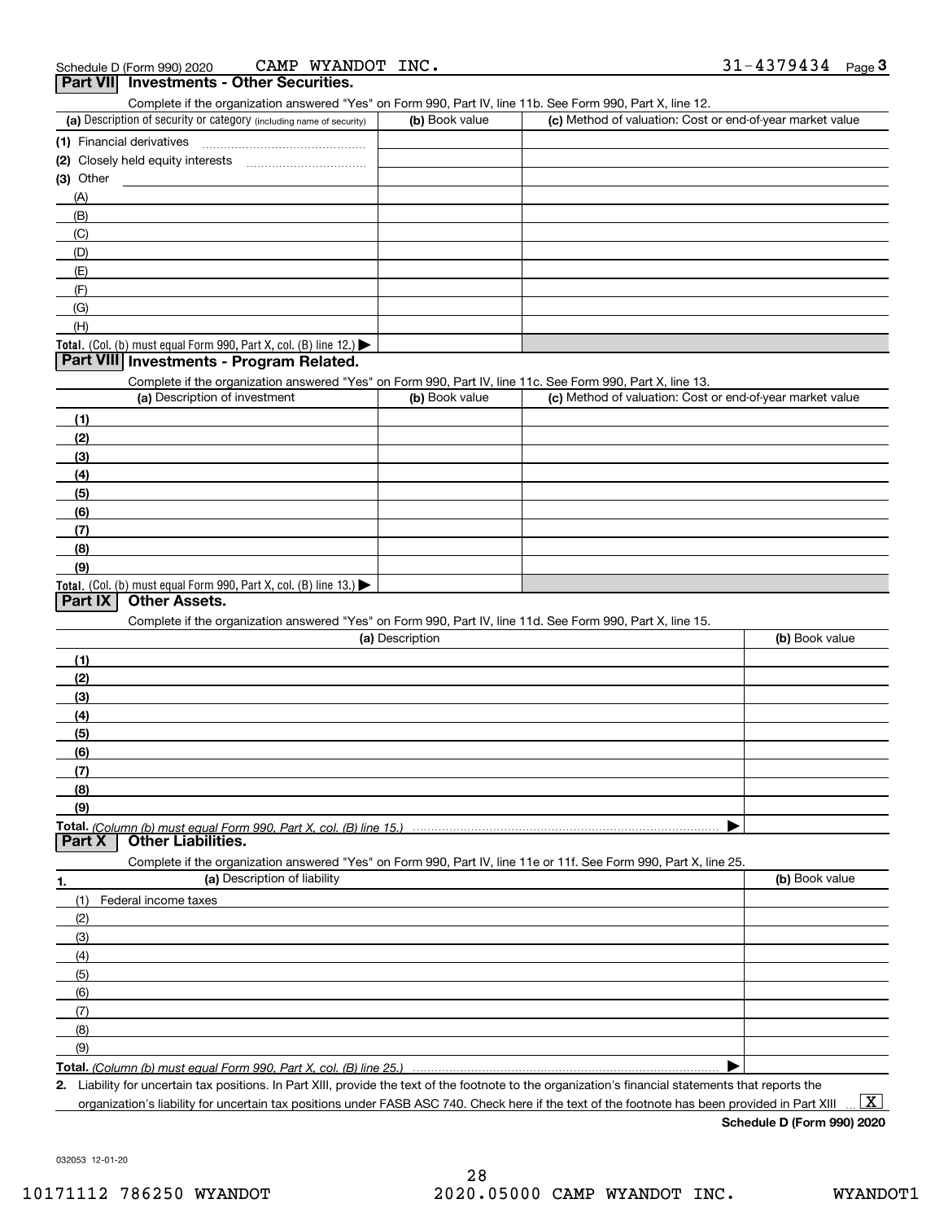Schedule D (Form 990) 2020 CAMP WYANDOT INC. 31-4379434 Page 3

## Part VII Investments - Other Securities.

Complete if the organization answered "Yes" on Form 990, Part IV, line 11b. See Form 990, Part X, line 12.

| (a) Description of security or category (including name of security) | (b) Book value | (c) Method of valuation: Cost or end-of-year market value |
|---|---|---|
| (1) Financial derivatives | | |
| (2) Closely held equity interests | | |
| (3) Other | | |
| (A) | | |
| (B) | | |
| (C) | | |
| (D) | | |
| (E) | | |
| (F) | | |
| (G) | | |
| (H) | | |
| **Total.** (Col. (b) must equal Form 990, Part X, col. (B) line 12.) ▶ | | |

## Part VIII Investments - Program Related.

Complete if the organization answered "Yes" on Form 990, Part IV, line 11c. See Form 990, Part X, line 13.

| (a) Description of investment | (b) Book value | (c) Method of valuation: Cost or end-of-year market value |
|---|---|---|
| (1) | | |
| (2) | | |
| (3) | | |
| (4) | | |
| (5) | | |
| (6) | | |
| (7) | | |
| (8) | | |
| (9) | | |
| **Total.** (Col. (b) must equal Form 990, Part X, col. (B) line 13.) ▶ | | |

## Part IX Other Assets.

Complete if the organization answered "Yes" on Form 990, Part IV, line 11d. See Form 990, Part X, line 15.

| (a) Description | (b) Book value |
|---|---|
| (1) | |
| (2) | |
| (3) | |
| (4) | |
| (5) | |
| (6) | |
| (7) | |
| (8) | |
| (9) | |
| **Total.** *(Column (b) must equal Form 990, Part X, col. (B) line 15.)* ▶ | |

## Part X Other Liabilities.

Complete if the organization answered "Yes" on Form 990, Part IV, line 11e or 11f. See Form 990, Part X, line 25.

| 1. (a) Description of liability | (b) Book value |
|---|---|
| (1) Federal income taxes | |
| (2) | |
| (3) | |
| (4) | |
| (5) | |
| (6) | |
| (7) | |
| (8) | |
| (9) | |
| **Total.** *(Column (b) must equal Form 990, Part X, col. (B) line 25.)* ▶ | |

**2.** Liability for uncertain tax positions. In Part XIII, provide the text of the footnote to the organization's financial statements that reports the organization's liability for uncertain tax positions under FASB ASC 740. Check here if the text of the footnote has been provided in Part XIII ... [X]

**Schedule D (Form 990) 2020**

032053 12-01-20

10171112 786250 WYANDOT 2020.05000 CAMP WYANDOT INC. WYANDOT1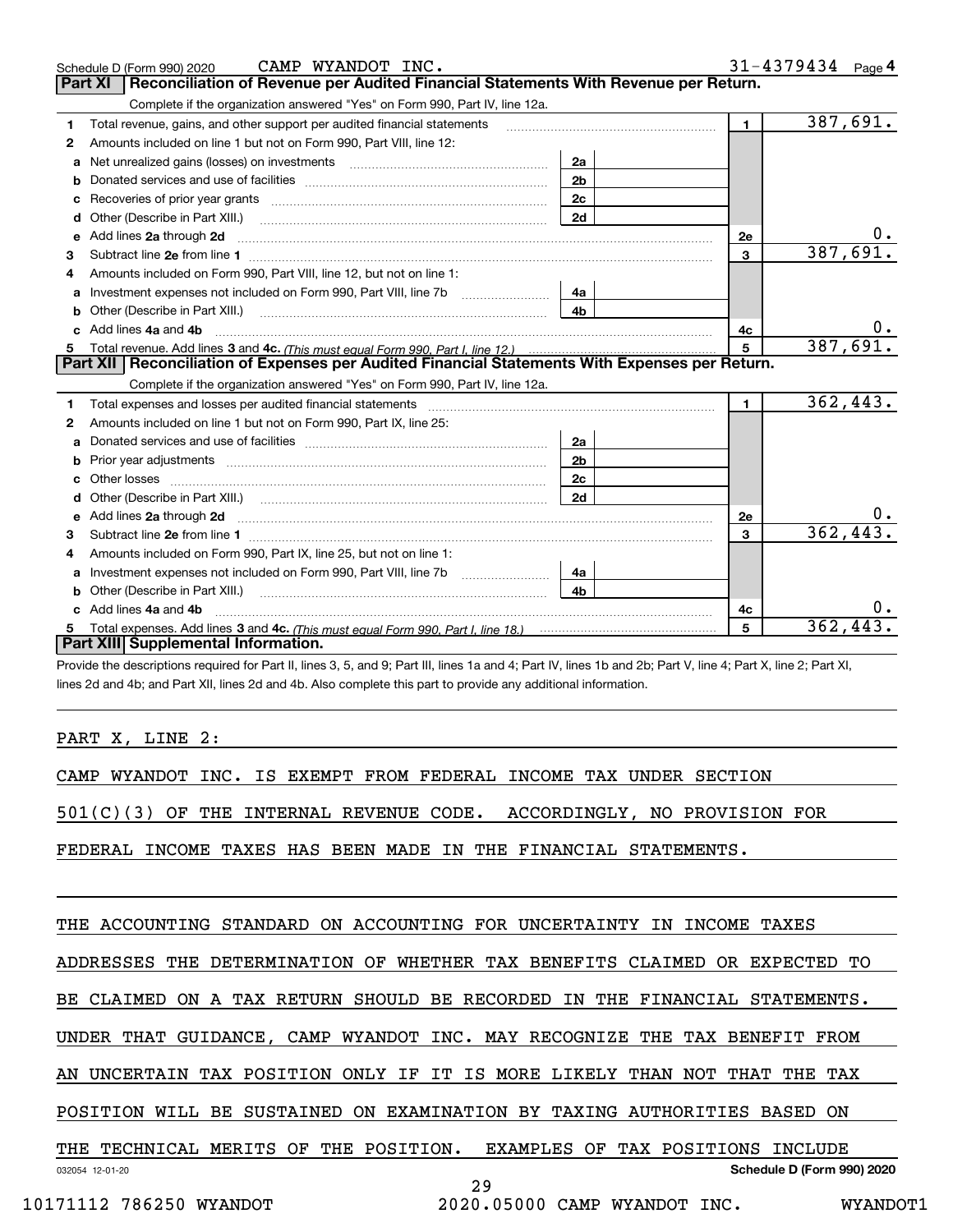Schedule D (Form 990) 2020 CAMP WYANDOT INC. 31-4379434 Page 4

## Part XI Reconciliation of Revenue per Audited Financial Statements With Revenue per Return.

Complete if the organization answered "Yes" on Form 990, Part IV, line 12a.

| | | | | | |
|---|---|---|---|---|---|
| 1 | Total revenue, gains, and other support per audited financial statements | | | 1 | 387,691. |
| 2 | Amounts included on line 1 but not on Form 990, Part VIII, line 12: | | | | |
| a | Net unrealized gains (losses) on investments | 2a | | | |
| b | Donated services and use of facilities | 2b | | | |
| c | Recoveries of prior year grants | 2c | | | |
| d | Other (Describe in Part XIII.) | 2d | | | |
| e | Add lines 2a through 2d | | | 2e | 0. |
| 3 | Subtract line 2e from line 1 | | | 3 | 387,691. |
| 4 | Amounts included on Form 990, Part VIII, line 12, but not on line 1: | | | | |
| a | Investment expenses not included on Form 990, Part VIII, line 7b | 4a | | | |
| b | Other (Describe in Part XIII.) | 4b | | | |
| c | Add lines 4a and 4b | | | 4c | 0. |
| 5 | Total revenue. Add lines 3 and 4c. *(This must equal Form 990, Part I, line 12.)* | | | 5 | 387,691. |

## Part XII Reconciliation of Expenses per Audited Financial Statements With Expenses per Return.

Complete if the organization answered "Yes" on Form 990, Part IV, line 12a.

| | | | | | |
|---|---|---|---|---|---|
| 1 | Total expenses and losses per audited financial statements | | | 1 | 362,443. |
| 2 | Amounts included on line 1 but not on Form 990, Part IX, line 25: | | | | |
| a | Donated services and use of facilities | 2a | | | |
| b | Prior year adjustments | 2b | | | |
| c | Other losses | 2c | | | |
| d | Other (Describe in Part XIII.) | 2d | | | |
| e | Add lines 2a through 2d | | | 2e | 0. |
| 3 | Subtract line 2e from line 1 | | | 3 | 362,443. |
| 4 | Amounts included on Form 990, Part IX, line 25, but not on line 1: | | | | |
| a | Investment expenses not included on Form 990, Part VIII, line 7b | 4a | | | |
| b | Other (Describe in Part XIII.) | 4b | | | |
| c | Add lines 4a and 4b | | | 4c | 0. |
| 5 | Total expenses. Add lines 3 and 4c. *(This must equal Form 990, Part I, line 18.)* | | | 5 | 362,443. |

## Part XIII Supplemental Information.

Provide the descriptions required for Part II, lines 3, 5, and 9; Part III, lines 1a and 4; Part IV, lines 1b and 2b; Part V, line 4; Part X, line 2; Part XI, lines 2d and 4b; and Part XII, lines 2d and 4b. Also complete this part to provide any additional information.

PART X, LINE 2:

CAMP WYANDOT INC. IS EXEMPT FROM FEDERAL INCOME TAX UNDER SECTION 501(C)(3) OF THE INTERNAL REVENUE CODE. ACCORDINGLY, NO PROVISION FOR FEDERAL INCOME TAXES HAS BEEN MADE IN THE FINANCIAL STATEMENTS.

THE ACCOUNTING STANDARD ON ACCOUNTING FOR UNCERTAINTY IN INCOME TAXES ADDRESSES THE DETERMINATION OF WHETHER TAX BENEFITS CLAIMED OR EXPECTED TO BE CLAIMED ON A TAX RETURN SHOULD BE RECORDED IN THE FINANCIAL STATEMENTS. UNDER THAT GUIDANCE, CAMP WYANDOT INC. MAY RECOGNIZE THE TAX BENEFIT FROM AN UNCERTAIN TAX POSITION ONLY IF IT IS MORE LIKELY THAN NOT THAT THE TAX POSITION WILL BE SUSTAINED ON EXAMINATION BY TAXING AUTHORITIES BASED ON THE TECHNICAL MERITS OF THE POSITION. EXAMPLES OF TAX POSITIONS INCLUDE

032054 12-01-20 Schedule D (Form 990) 2020

10171112 786250 WYANDOT 2020.05000 CAMP WYANDOT INC. WYANDOT1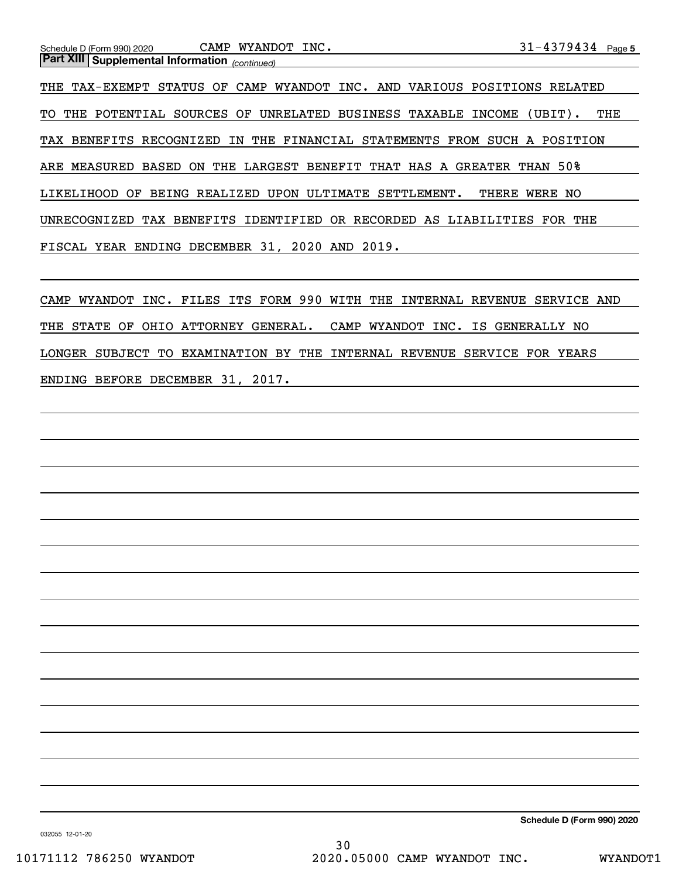Schedule D (Form 990) 2020 CAMP WYANDOT INC. 31-4379434 Page 5

**Part XIII Supplemental Information** *(continued)*

THE TAX-EXEMPT STATUS OF CAMP WYANDOT INC. AND VARIOUS POSITIONS RELATED TO THE POTENTIAL SOURCES OF UNRELATED BUSINESS TAXABLE INCOME (UBIT). THE TAX BENEFITS RECOGNIZED IN THE FINANCIAL STATEMENTS FROM SUCH A POSITION ARE MEASURED BASED ON THE LARGEST BENEFIT THAT HAS A GREATER THAN 50% LIKELIHOOD OF BEING REALIZED UPON ULTIMATE SETTLEMENT. THERE WERE NO UNRECOGNIZED TAX BENEFITS IDENTIFIED OR RECORDED AS LIABILITIES FOR THE FISCAL YEAR ENDING DECEMBER 31, 2020 AND 2019.

CAMP WYANDOT INC. FILES ITS FORM 990 WITH THE INTERNAL REVENUE SERVICE AND THE STATE OF OHIO ATTORNEY GENERAL. CAMP WYANDOT INC. IS GENERALLY NO LONGER SUBJECT TO EXAMINATION BY THE INTERNAL REVENUE SERVICE FOR YEARS ENDING BEFORE DECEMBER 31, 2017.

**Schedule D (Form 990) 2020**

032055 12-01-20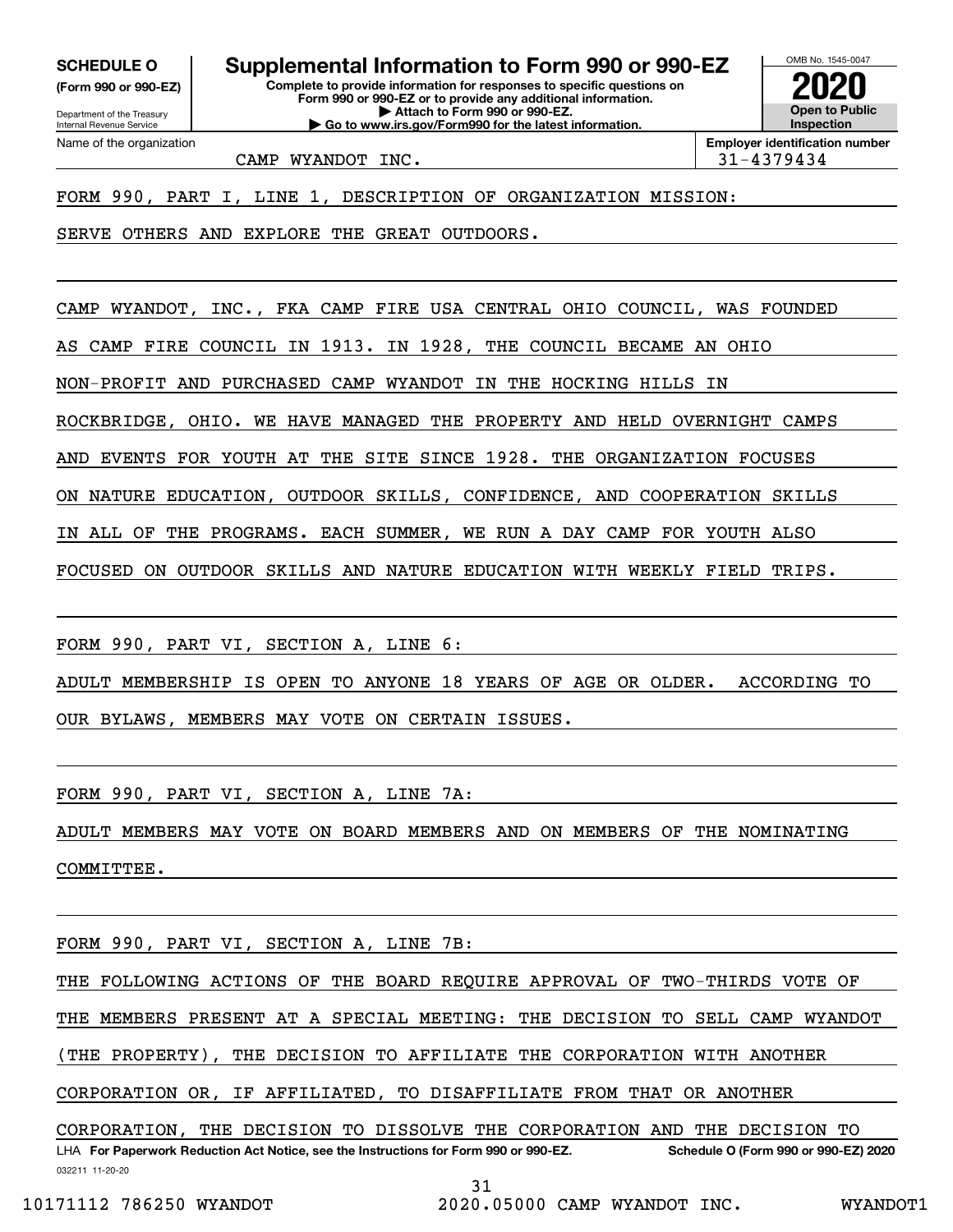**SCHEDULE O**
**(Form 990 or 990-EZ)**

Department of the Treasury
Internal Revenue Service

# Supplemental Information to Form 990 or 990-EZ

**Complete to provide information for responses to specific questions on Form 990 or 990-EZ or to provide any additional information.**
**▶ Attach to Form 990 or 990-EZ.**
**▶ Go to www.irs.gov/Form990 for the latest information.**

OMB No. 1545-0047
**2020**
**Open to Public Inspection**

| Name of the organization | Employer identification number |
|---|---|
| CAMP WYANDOT INC. | 31-4379434 |

FORM 990, PART I, LINE 1, DESCRIPTION OF ORGANIZATION MISSION:

SERVE OTHERS AND EXPLORE THE GREAT OUTDOORS.

CAMP WYANDOT, INC., FKA CAMP FIRE USA CENTRAL OHIO COUNCIL, WAS FOUNDED AS CAMP FIRE COUNCIL IN 1913. IN 1928, THE COUNCIL BECAME AN OHIO NON-PROFIT AND PURCHASED CAMP WYANDOT IN THE HOCKING HILLS IN ROCKBRIDGE, OHIO. WE HAVE MANAGED THE PROPERTY AND HELD OVERNIGHT CAMPS AND EVENTS FOR YOUTH AT THE SITE SINCE 1928. THE ORGANIZATION FOCUSES ON NATURE EDUCATION, OUTDOOR SKILLS, CONFIDENCE, AND COOPERATION SKILLS IN ALL OF THE PROGRAMS. EACH SUMMER, WE RUN A DAY CAMP FOR YOUTH ALSO FOCUSED ON OUTDOOR SKILLS AND NATURE EDUCATION WITH WEEKLY FIELD TRIPS.

FORM 990, PART VI, SECTION A, LINE 6:

ADULT MEMBERSHIP IS OPEN TO ANYONE 18 YEARS OF AGE OR OLDER. ACCORDING TO OUR BYLAWS, MEMBERS MAY VOTE ON CERTAIN ISSUES.

FORM 990, PART VI, SECTION A, LINE 7A:

ADULT MEMBERS MAY VOTE ON BOARD MEMBERS AND ON MEMBERS OF THE NOMINATING COMMITTEE.

FORM 990, PART VI, SECTION A, LINE 7B:

THE FOLLOWING ACTIONS OF THE BOARD REQUIRE APPROVAL OF TWO-THIRDS VOTE OF THE MEMBERS PRESENT AT A SPECIAL MEETING: THE DECISION TO SELL CAMP WYANDOT (THE PROPERTY), THE DECISION TO AFFILIATE THE CORPORATION WITH ANOTHER CORPORATION OR, IF AFFILIATED, TO DISAFFILIATE FROM THAT OR ANOTHER CORPORATION, THE DECISION TO DISSOLVE THE CORPORATION AND THE DECISION TO

LHA **For Paperwork Reduction Act Notice, see the Instructions for Form 990 or 990-EZ.** **Schedule O (Form 990 or 990-EZ) 2020**

032211 11-20-20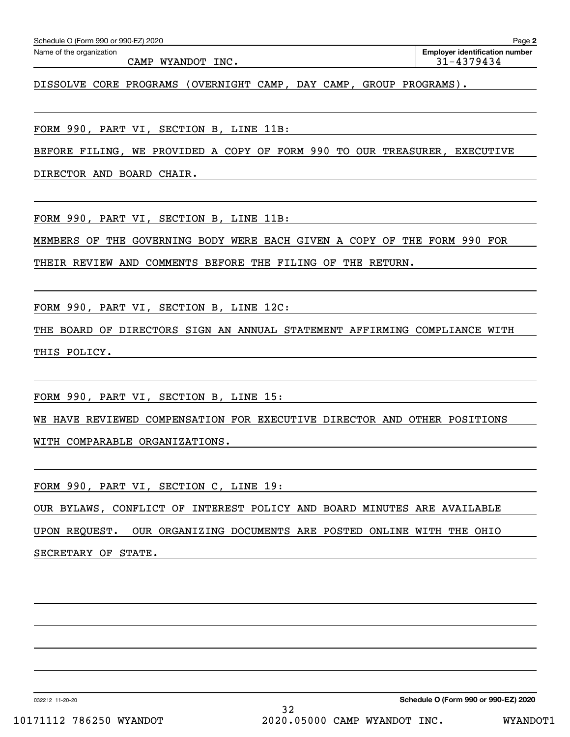Schedule O (Form 990 or 990-EZ) 2020

Name of the organization: CAMP WYANDOT INC.

Employer identification number: 31-4379434

DISSOLVE CORE PROGRAMS (OVERNIGHT CAMP, DAY CAMP, GROUP PROGRAMS).

FORM 990, PART VI, SECTION B, LINE 11B:

BEFORE FILING, WE PROVIDED A COPY OF FORM 990 TO OUR TREASURER, EXECUTIVE DIRECTOR AND BOARD CHAIR.

FORM 990, PART VI, SECTION B, LINE 11B:

MEMBERS OF THE GOVERNING BODY WERE EACH GIVEN A COPY OF THE FORM 990 FOR THEIR REVIEW AND COMMENTS BEFORE THE FILING OF THE RETURN.

FORM 990, PART VI, SECTION B, LINE 12C:

THE BOARD OF DIRECTORS SIGN AN ANNUAL STATEMENT AFFIRMING COMPLIANCE WITH THIS POLICY.

FORM 990, PART VI, SECTION B, LINE 15:

WE HAVE REVIEWED COMPENSATION FOR EXECUTIVE DIRECTOR AND OTHER POSITIONS WITH COMPARABLE ORGANIZATIONS.

FORM 990, PART VI, SECTION C, LINE 19:

OUR BYLAWS, CONFLICT OF INTEREST POLICY AND BOARD MINUTES ARE AVAILABLE UPON REQUEST. OUR ORGANIZING DOCUMENTS ARE POSTED ONLINE WITH THE OHIO SECRETARY OF STATE.